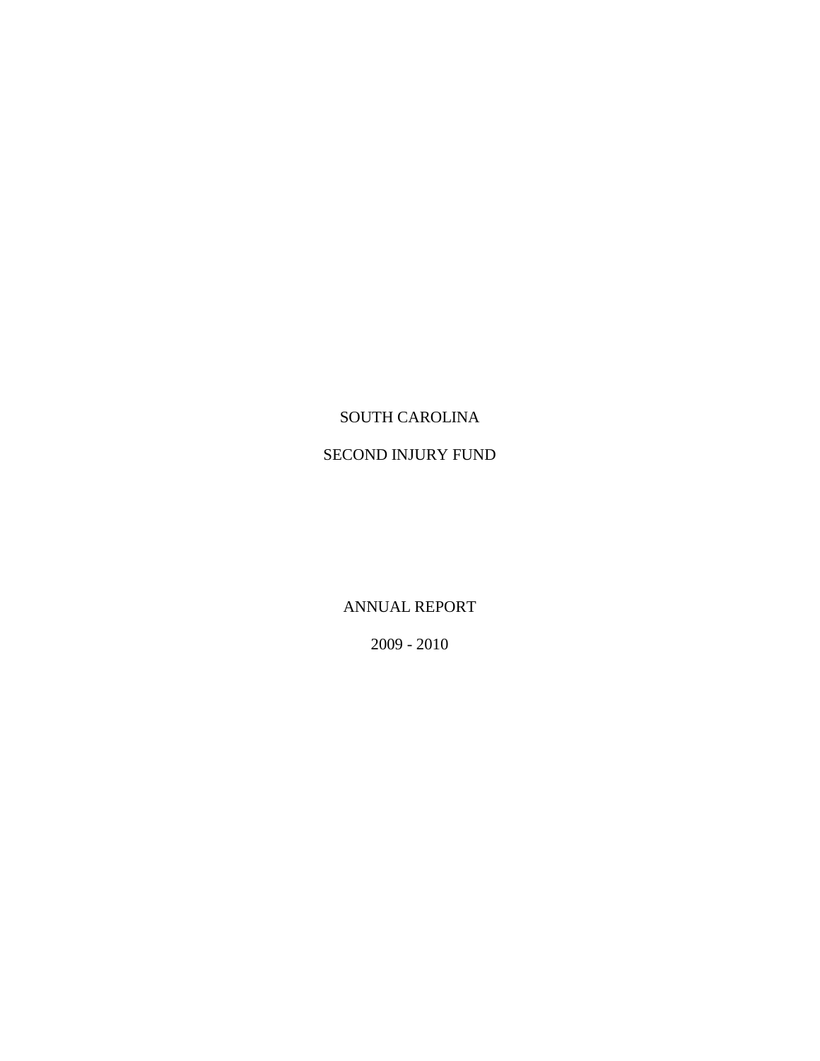# SOUTH CAROLINA

# SECOND INJURY FUND

## ANNUAL REPORT

## 2009 - 2010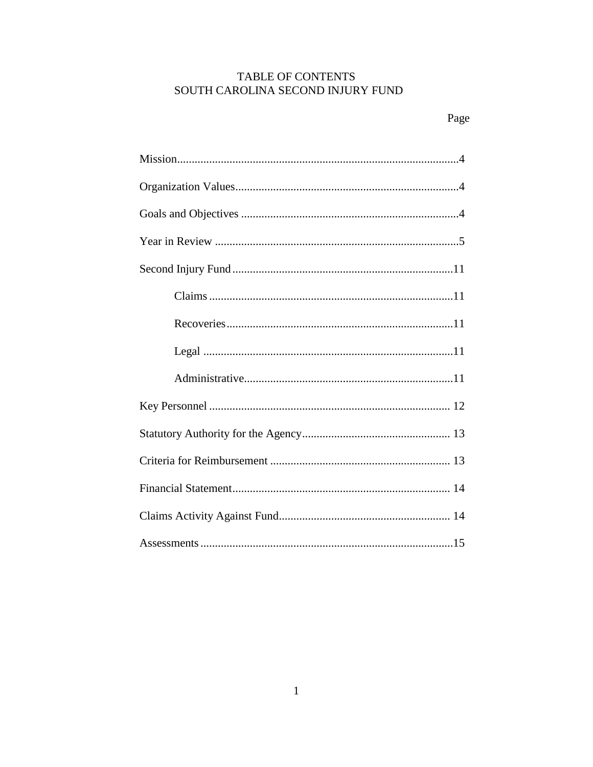# TABLE OF CONTENTS
## SOUTH CAROLINA SECOND INJURY FUND

| | Page |
|---|---|
| Mission | 4 |
| Organization Values | 4 |
| Goals and Objectives | 4 |
| Year in Review | 5 |
| Second Injury Fund | 11 |
| Claims | 11 |
| Recoveries | 11 |
| Legal | 11 |
| Administrative | 11 |
| Key Personnel | 12 |
| Statutory Authority for the Agency | 13 |
| Criteria for Reimbursement | 13 |
| Financial Statement | 14 |
| Claims Activity Against Fund | 14 |
| Assessments | 15 |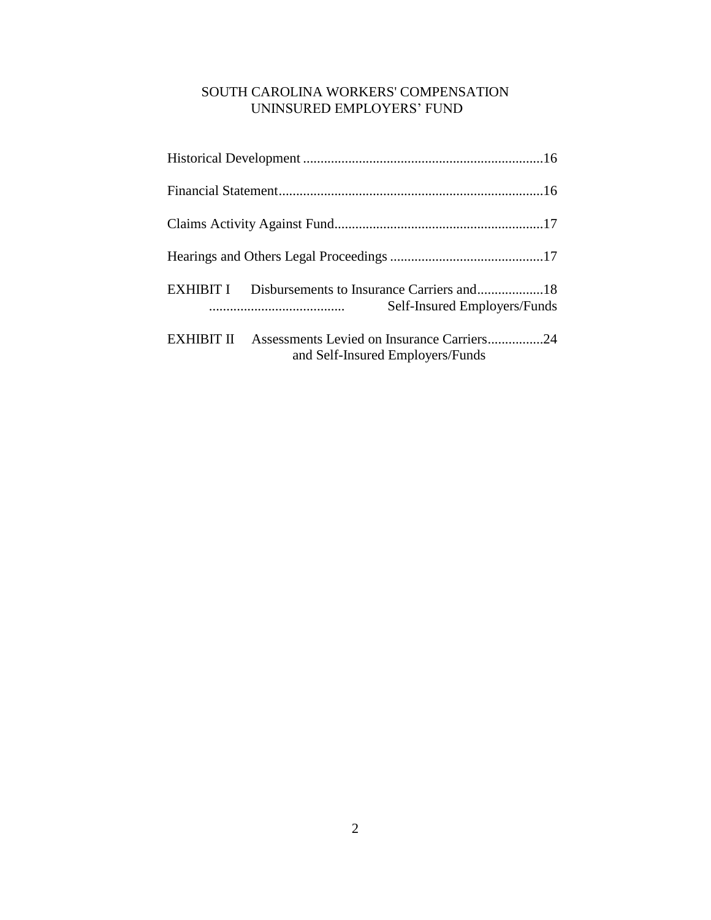# SOUTH CAROLINA WORKERS' COMPENSATION UNINSURED EMPLOYERS' FUND

Historical Development ....................................................................16

Financial Statement...........................................................................16

Claims Activity Against Fund...........................................................17

Hearings and Others Legal Proceedings ...........................................17

EXHIBIT I Disbursements to Insurance Carriers and..................18
Self-Insured Employers/Funds

EXHIBIT II Assessments Levied on Insurance Carriers................24
and Self-Insured Employers/Funds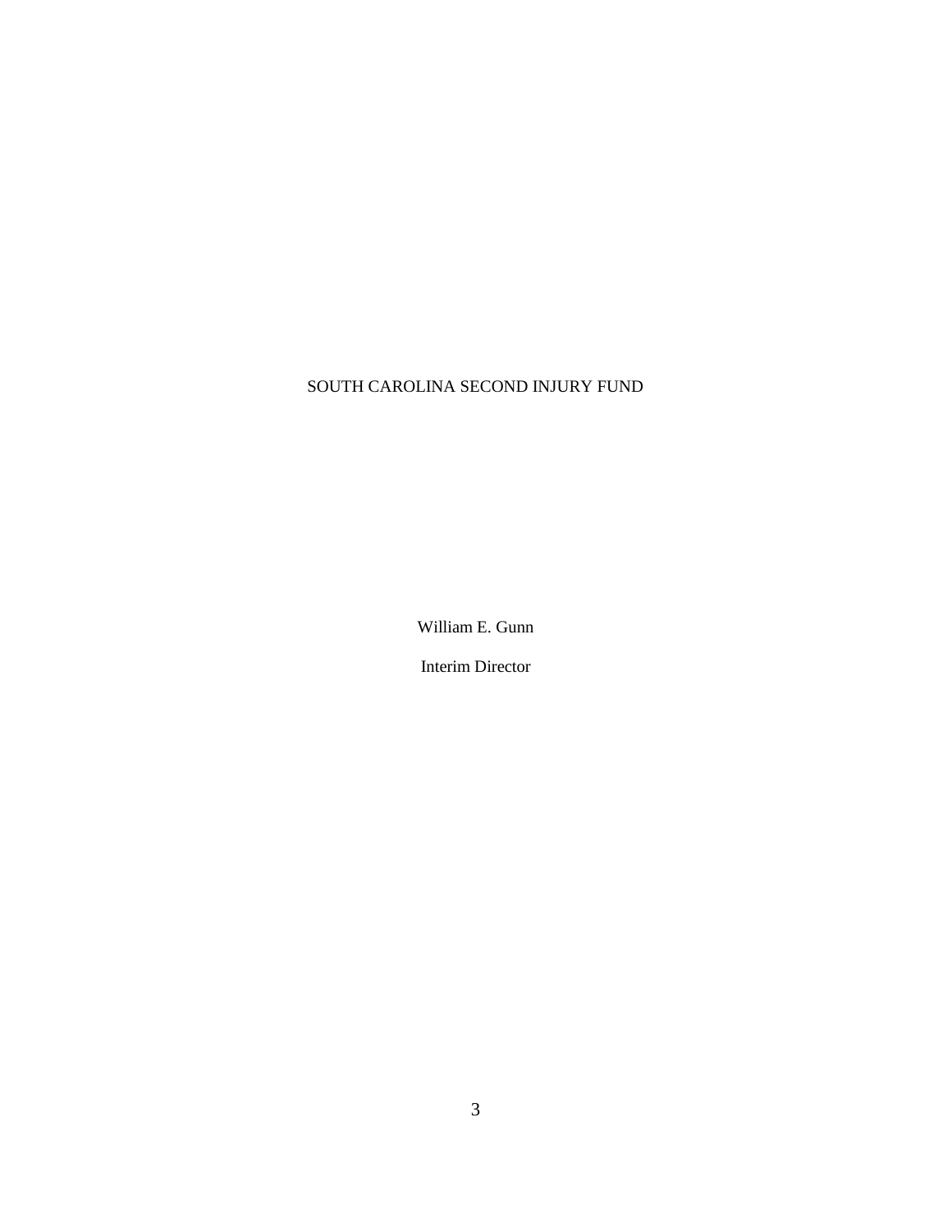# SOUTH CAROLINA SECOND INJURY FUND

William E. Gunn

Interim Director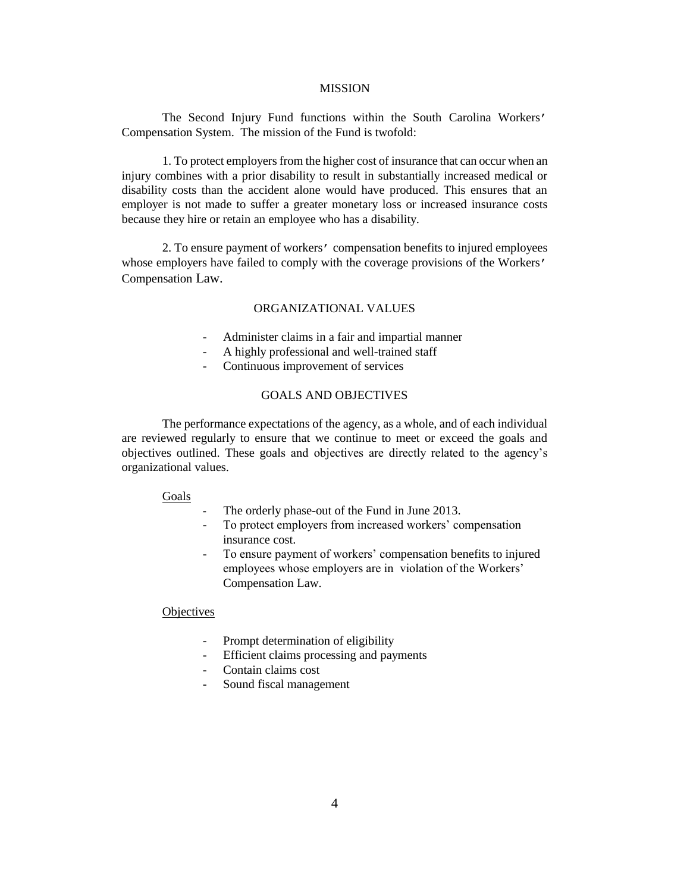## MISSION

The Second Injury Fund functions within the South Carolina Workers' Compensation System. The mission of the Fund is twofold:

1. To protect employers from the higher cost of insurance that can occur when an injury combines with a prior disability to result in substantially increased medical or disability costs than the accident alone would have produced. This ensures that an employer is not made to suffer a greater monetary loss or increased insurance costs because they hire or retain an employee who has a disability.

2. To ensure payment of workers' compensation benefits to injured employees whose employers have failed to comply with the coverage provisions of the Workers' Compensation Law.

## ORGANIZATIONAL VALUES

- Administer claims in a fair and impartial manner
- A highly professional and well-trained staff
- Continuous improvement of services

## GOALS AND OBJECTIVES

The performance expectations of the agency, as a whole, and of each individual are reviewed regularly to ensure that we continue to meet or exceed the goals and objectives outlined. These goals and objectives are directly related to the agency's organizational values.

### Goals

- The orderly phase-out of the Fund in June 2013.
- To protect employers from increased workers' compensation insurance cost.
- To ensure payment of workers' compensation benefits to injured employees whose employers are in violation of the Workers' Compensation Law.

### Objectives

- Prompt determination of eligibility
- Efficient claims processing and payments
- Contain claims cost
- Sound fiscal management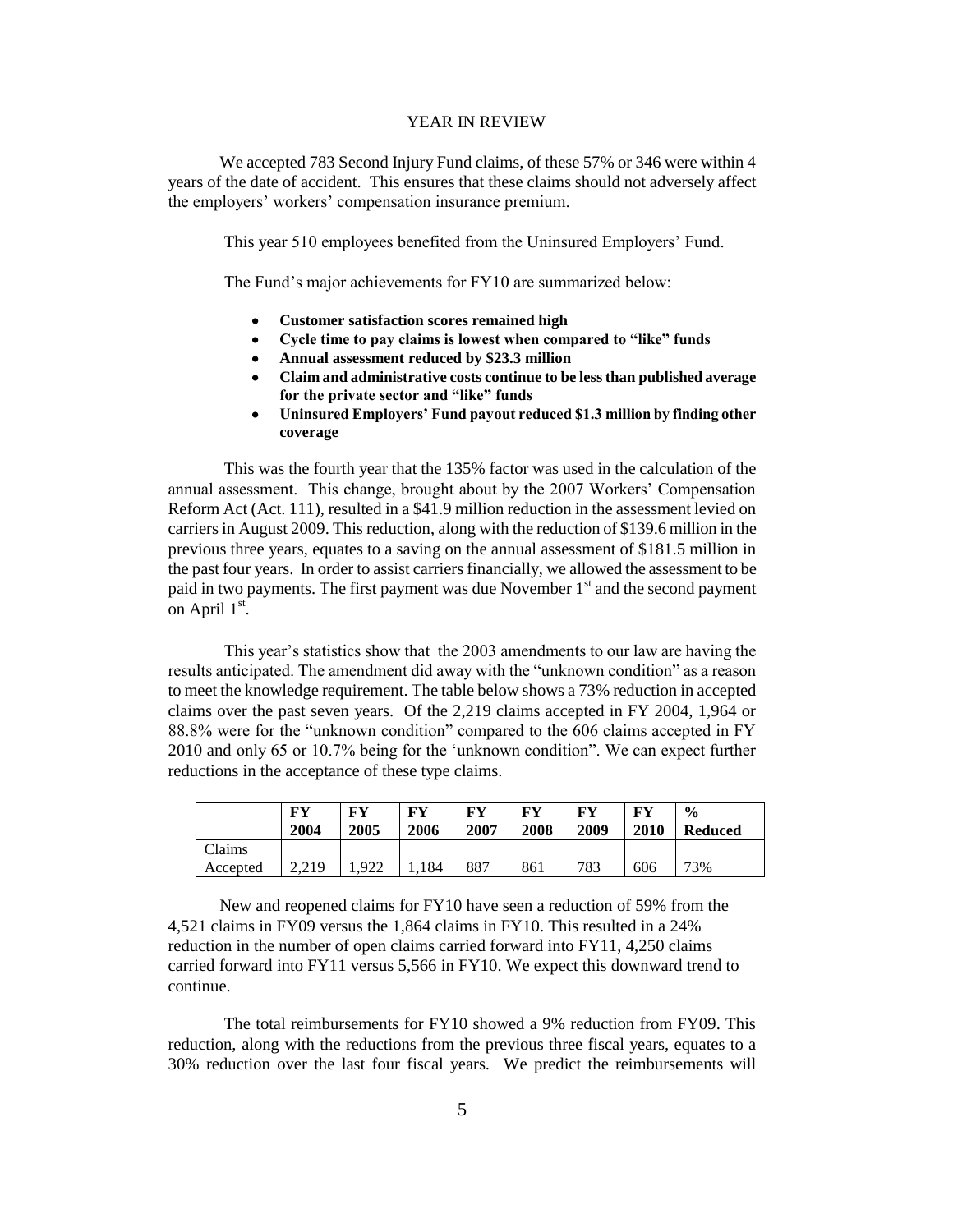# YEAR IN REVIEW

We accepted 783 Second Injury Fund claims, of these 57% or 346 were within 4 years of the date of accident. This ensures that these claims should not adversely affect the employers' workers' compensation insurance premium.

This year 510 employees benefited from the Uninsured Employers' Fund.

The Fund's major achievements for FY10 are summarized below:

- **Customer satisfaction scores remained high**
- **Cycle time to pay claims is lowest when compared to "like" funds**
- **Annual assessment reduced by $23.3 million**
- **Claim and administrative costs continue to be less than published average for the private sector and "like" funds**
- **Uninsured Employers' Fund payout reduced $1.3 million by finding other coverage**

This was the fourth year that the 135% factor was used in the calculation of the annual assessment. This change, brought about by the 2007 Workers' Compensation Reform Act (Act. 111), resulted in a $41.9 million reduction in the assessment levied on carriers in August 2009. This reduction, along with the reduction of $139.6 million in the previous three years, equates to a saving on the annual assessment of $181.5 million in the past four years. In order to assist carriers financially, we allowed the assessment to be paid in two payments. The first payment was due November 1st and the second payment on April 1st.

This year's statistics show that the 2003 amendments to our law are having the results anticipated. The amendment did away with the "unknown condition" as a reason to meet the knowledge requirement. The table below shows a 73% reduction in accepted claims over the past seven years. Of the 2,219 claims accepted in FY 2004, 1,964 or 88.8% were for the "unknown condition" compared to the 606 claims accepted in FY 2010 and only 65 or 10.7% being for the 'unknown condition". We can expect further reductions in the acceptance of these type claims.

| | FY 2004 | FY 2005 | FY 2006 | FY 2007 | FY 2008 | FY 2009 | FY 2010 | % Reduced |
|---|---|---|---|---|---|---|---|---|
| Claims Accepted | 2,219 | 1,922 | 1,184 | 887 | 861 | 783 | 606 | 73% |

New and reopened claims for FY10 have seen a reduction of 59% from the 4,521 claims in FY09 versus the 1,864 claims in FY10. This resulted in a 24% reduction in the number of open claims carried forward into FY11, 4,250 claims carried forward into FY11 versus 5,566 in FY10. We expect this downward trend to continue.

The total reimbursements for FY10 showed a 9% reduction from FY09. This reduction, along with the reductions from the previous three fiscal years, equates to a 30% reduction over the last four fiscal years. We predict the reimbursements will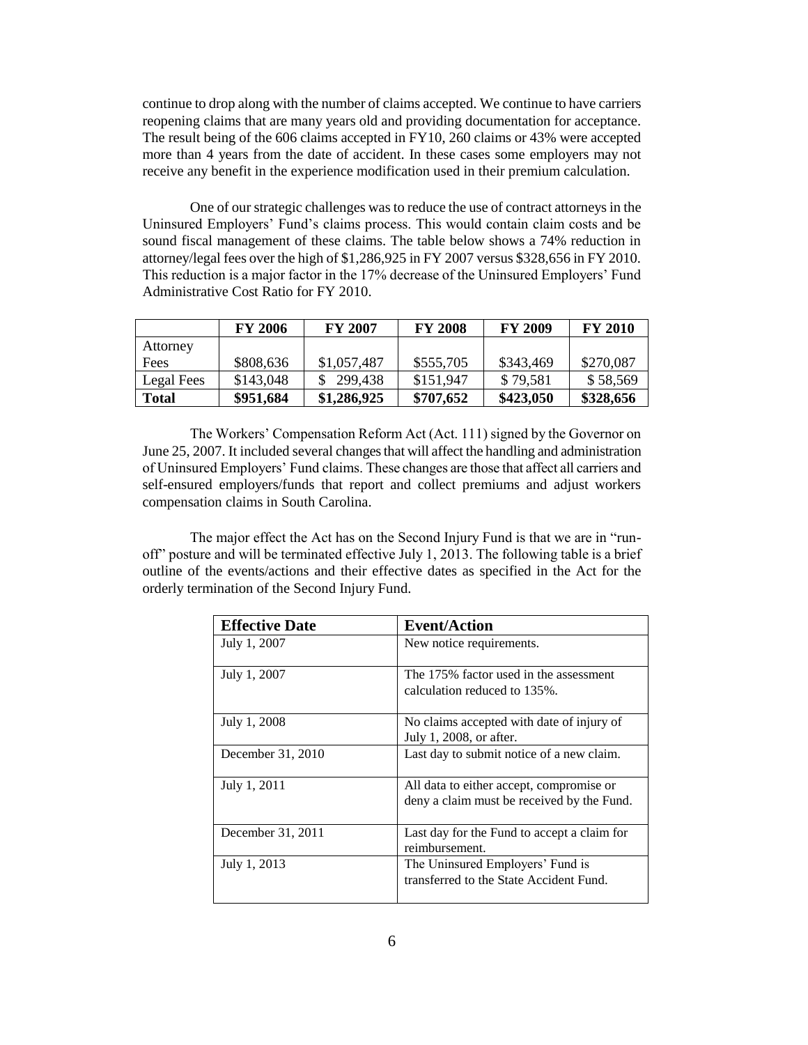continue to drop along with the number of claims accepted. We continue to have carriers reopening claims that are many years old and providing documentation for acceptance. The result being of the 606 claims accepted in FY10, 260 claims or 43% were accepted more than 4 years from the date of accident. In these cases some employers may not receive any benefit in the experience modification used in their premium calculation.

One of our strategic challenges was to reduce the use of contract attorneys in the Uninsured Employers' Fund's claims process. This would contain claim costs and be sound fiscal management of these claims. The table below shows a 74% reduction in attorney/legal fees over the high of $1,286,925 in FY 2007 versus $328,656 in FY 2010. This reduction is a major factor in the 17% decrease of the Uninsured Employers' Fund Administrative Cost Ratio for FY 2010.

| | FY 2006 | FY 2007 | FY 2008 | FY 2009 | FY 2010 |
|---|---|---|---|---|---|
| Attorney Fees | $808,636 | $1,057,487 | $555,705 | $343,469 | $270,087 |
| Legal Fees | $143,048 | $ 299,438 | $151,947 | $ 79,581 | $ 58,569 |
| **Total** | **$951,684** | **$1,286,925** | **$707,652** | **$423,050** | **$328,656** |

The Workers' Compensation Reform Act (Act. 111) signed by the Governor on June 25, 2007. It included several changes that will affect the handling and administration of Uninsured Employers' Fund claims. These changes are those that affect all carriers and self-ensured employers/funds that report and collect premiums and adjust workers compensation claims in South Carolina.

The major effect the Act has on the Second Injury Fund is that we are in "run-off" posture and will be terminated effective July 1, 2013. The following table is a brief outline of the events/actions and their effective dates as specified in the Act for the orderly termination of the Second Injury Fund.

| Effective Date | Event/Action |
|---|---|
| July 1, 2007 | New notice requirements. |
| July 1, 2007 | The 175% factor used in the assessment calculation reduced to 135%. |
| July 1, 2008 | No claims accepted with date of injury of July 1, 2008, or after. |
| December 31, 2010 | Last day to submit notice of a new claim. |
| July 1, 2011 | All data to either accept, compromise or deny a claim must be received by the Fund. |
| December 31, 2011 | Last day for the Fund to accept a claim for reimbursement. |
| July 1, 2013 | The Uninsured Employers' Fund is transferred to the State Accident Fund. |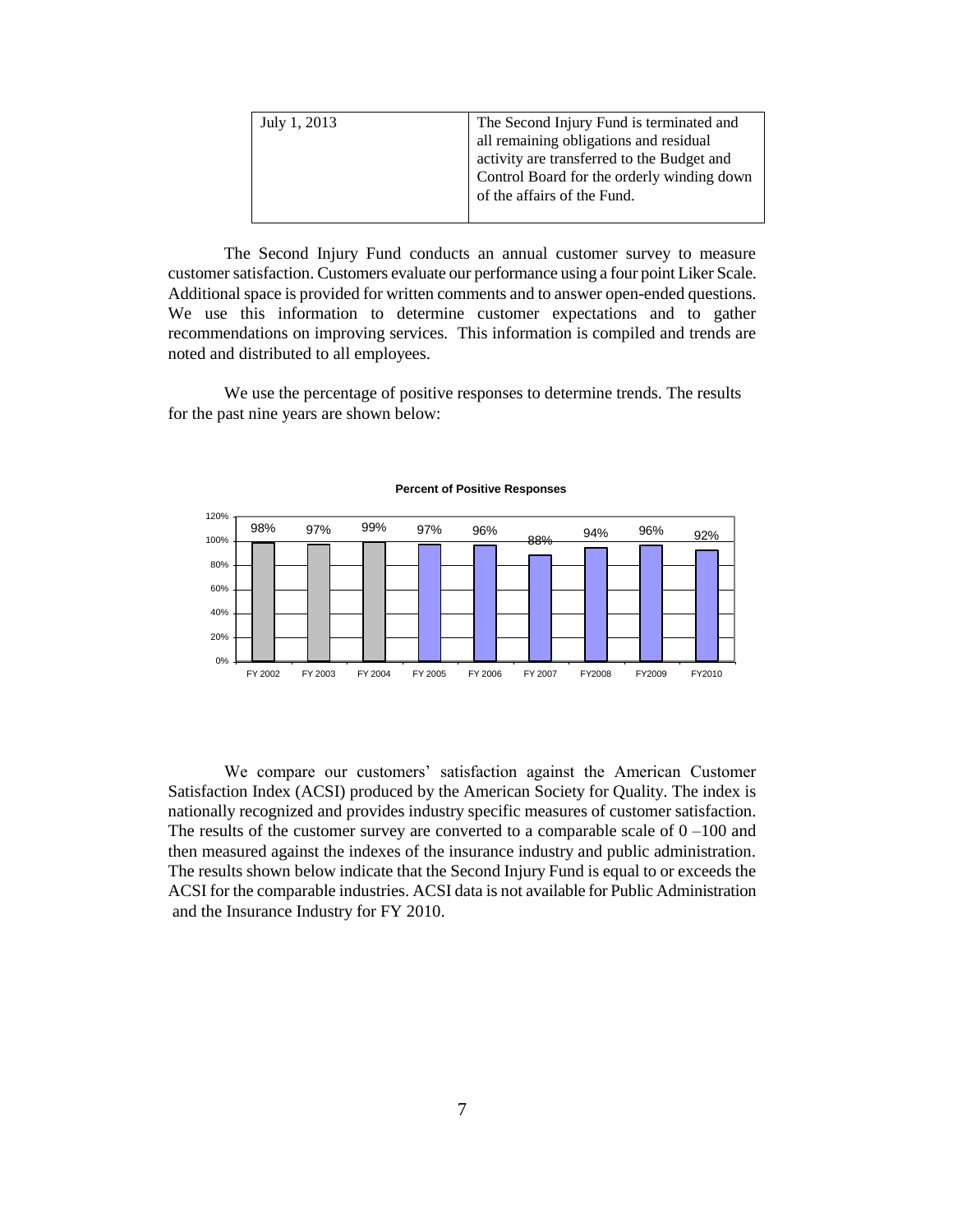| July 1, 2013 | The Second Injury Fund is terminated and all remaining obligations and residual activity are transferred to the Budget and Control Board for the orderly winding down of the affairs of the Fund. |
|---|---|

The Second Injury Fund conducts an annual customer survey to measure customer satisfaction. Customers evaluate our performance using a four point Liker Scale. Additional space is provided for written comments and to answer open-ended questions. We use this information to determine customer expectations and to gather recommendations on improving services. This information is compiled and trends are noted and distributed to all employees.

We use the percentage of positive responses to determine trends. The results for the past nine years are shown below:

**Percent of Positive Responses**

| FY 2002 | FY 2003 | FY 2004 | FY 2005 | FY 2006 | FY 2007 | FY2008 | FY2009 | FY2010 |
|---|---|---|---|---|---|---|---|---|
| 98% | 97% | 99% | 97% | 96% | 88% | 94% | 96% | 92% |

We compare our customers' satisfaction against the American Customer Satisfaction Index (ACSI) produced by the American Society for Quality. The index is nationally recognized and provides industry specific measures of customer satisfaction. The results of the customer survey are converted to a comparable scale of 0 –100 and then measured against the indexes of the insurance industry and public administration. The results shown below indicate that the Second Injury Fund is equal to or exceeds the ACSI for the comparable industries. ACSI data is not available for Public Administration and the Insurance Industry for FY 2010.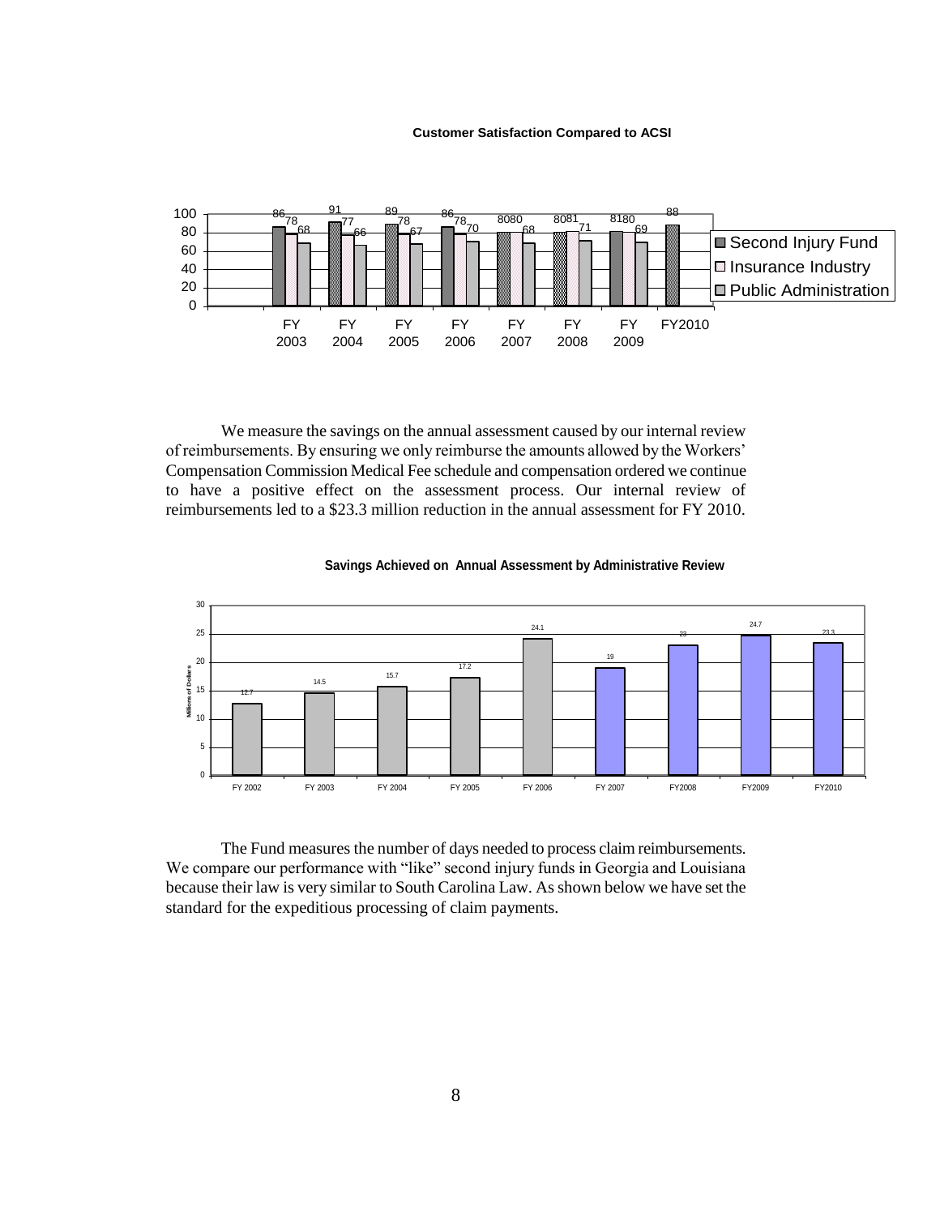**Customer Satisfaction Compared to ACSI**

| | FY 2003 | FY 2004 | FY 2005 | FY 2006 | FY 2007 | FY 2008 | FY 2009 | FY2010 |
|---|---|---|---|---|---|---|---|---|
| Second Injury Fund | 86 | 91 | 89 | 86 | 80 | 80 | 81 | 88 |
| Insurance Industry | 78 | 77 | 78 | 78 | 80 | 81 | 80 | |
| Public Administration | 68 | 66 | 67 | 70 | 68 | 71 | 69 | |

We measure the savings on the annual assessment caused by our internal review of reimbursements. By ensuring we only reimburse the amounts allowed by the Workers' Compensation Commission Medical Fee schedule and compensation ordered we continue to have a positive effect on the assessment process. Our internal review of reimbursements led to a $23.3 million reduction in the annual assessment for FY 2010.

**Savings Achieved on Annual Assessment by Administrative Review**

| | FY 2002 | FY 2003 | FY 2004 | FY 2005 | FY 2006 | FY 2007 | FY2008 | FY2009 | FY2010 |
|---|---|---|---|---|---|---|---|---|---|
| Millions of Dollars | 12.7 | 14.5 | 15.7 | 17.2 | 24.1 | 19 | 23 | 24.7 | 23.3 |

The Fund measures the number of days needed to process claim reimbursements. We compare our performance with "like" second injury funds in Georgia and Louisiana because their law is very similar to South Carolina Law. As shown below we have set the standard for the expeditious processing of claim payments.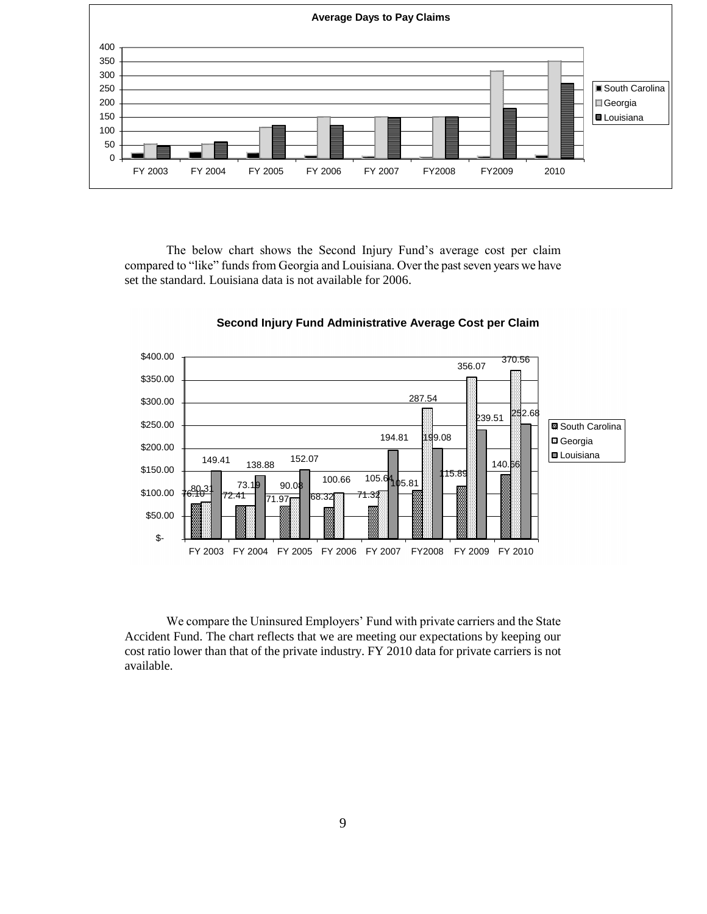**Average Days to Pay Claims**

The below chart shows the Second Injury Fund's average cost per claim compared to "like" funds from Georgia and Louisiana. Over the past seven years we have set the standard. Louisiana data is not available for 2006.

**Second Injury Fund Administrative Average Cost per Claim**

| | FY 2003 | FY 2004 | FY 2005 | FY 2006 | FY 2007 | FY2008 | FY 2009 | FY 2010 |
|---|---|---|---|---|---|---|---|---|
| South Carolina | 76.10 | 72.41 | 71.97 | 68.32 | 71.32 | 105.81 | 115.89 | 140.66 |
| Georgia | 80.31 | 73.19 | 90.08 | 100.66 | 105.64 | 287.54 | 356.07 | 370.56 |
| Louisiana | 149.41 | 138.88 | 152.07 | | 194.81 | 199.08 | 239.51 | 252.68 |

We compare the Uninsured Employers' Fund with private carriers and the State Accident Fund. The chart reflects that we are meeting our expectations by keeping our cost ratio lower than that of the private industry. FY 2010 data for private carriers is not available.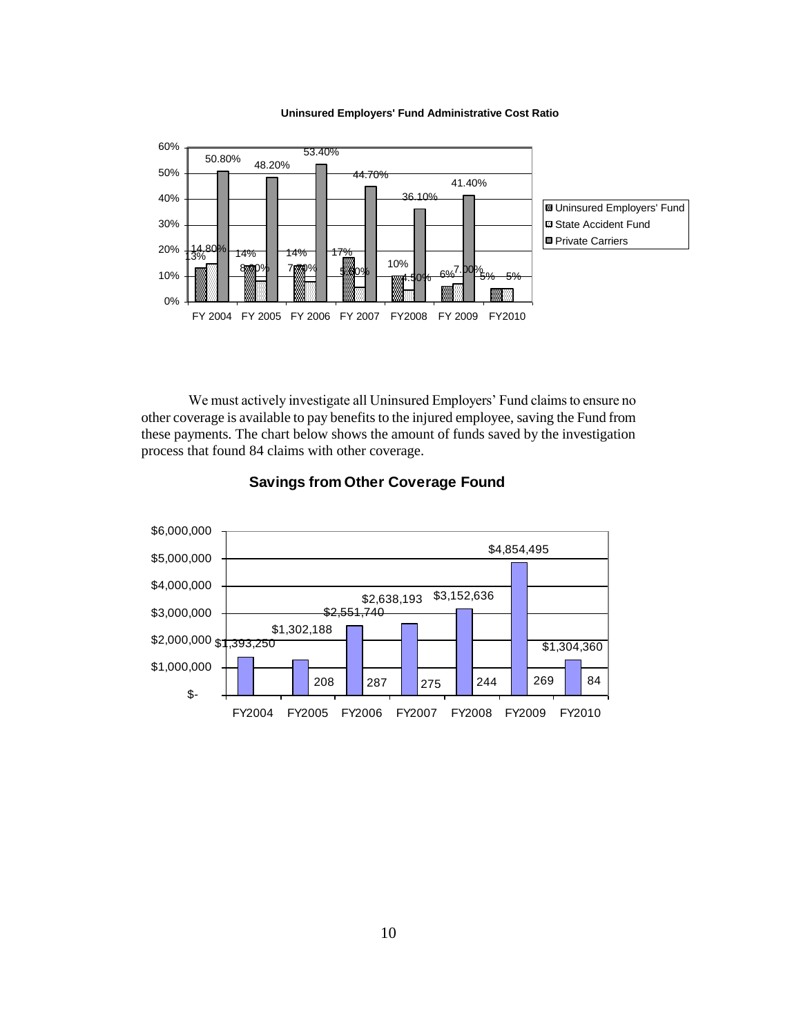**Uninsured Employers' Fund Administrative Cost Ratio**

| | FY 2004 | FY 2005 | FY 2006 | FY 2007 | FY2008 | FY 2009 | FY2010 |
|---|---|---|---|---|---|---|---|
| Uninsured Employers' Fund | 13% | 14% | 14% | 17% | 10% | 6% | 5% |
| State Accident Fund | 14.80% | 8.00% | 7.70% | 5.60% | 4.50% | 7.00% | 5% |
| Private Carriers | 50.80% | 48.20% | 53.40% | 44.70% | 36.10% | 41.40% | |

We must actively investigate all Uninsured Employers' Fund claims to ensure no other coverage is available to pay benefits to the injured employee, saving the Fund from these payments. The chart below shows the amount of funds saved by the investigation process that found 84 claims with other coverage.

**Savings from Other Coverage Found**

| | FY2004 | FY2005 | FY2006 | FY2007 | FY2008 | FY2009 | FY2010 |
|---|---|---|---|---|---|---|---|
| Savings | $1,393,250 | $1,302,188 | $2,551,740 | $2,638,193 | $3,152,636 | $4,854,495 | $1,304,360 |
| Claims | | 208 | 287 | 275 | 244 | 269 | 84 |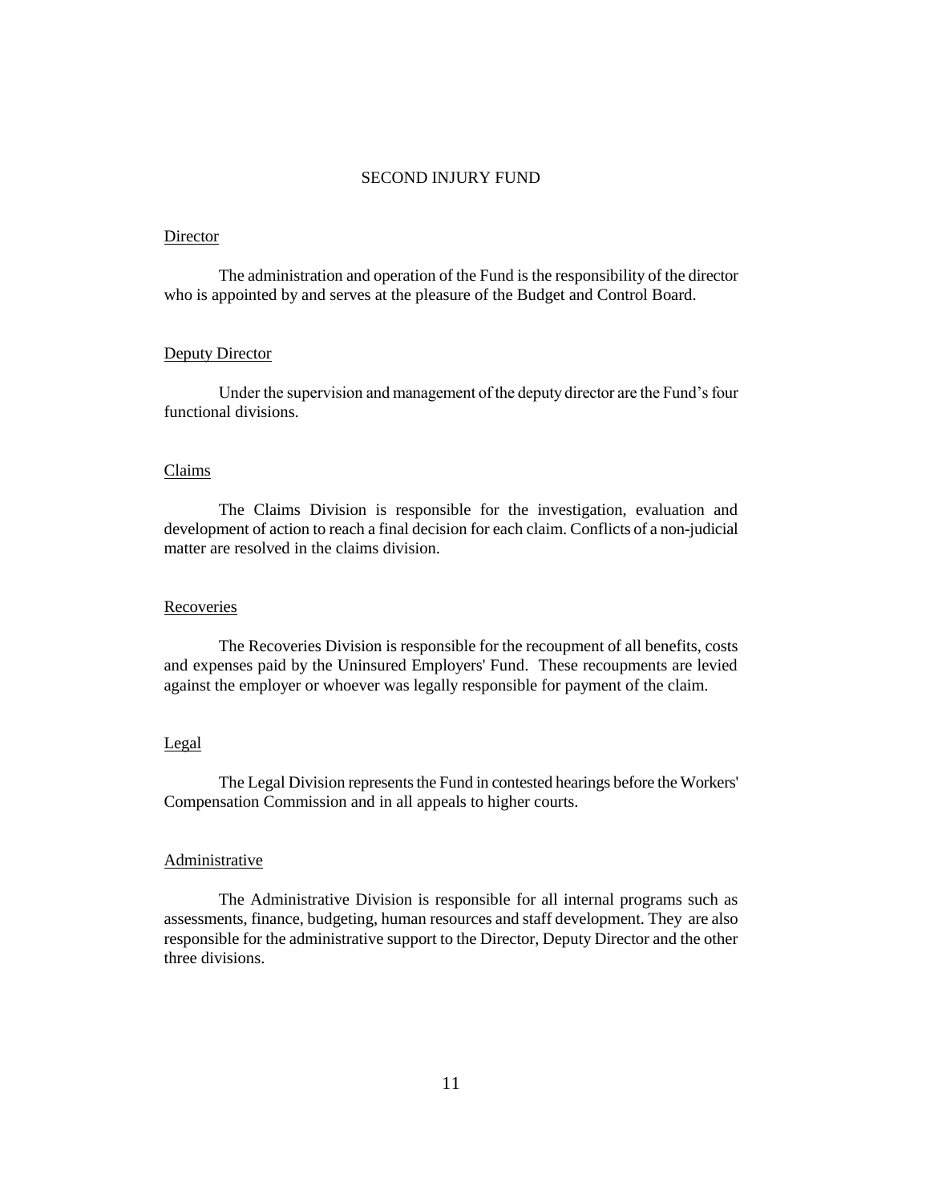# SECOND INJURY FUND

## Director

The administration and operation of the Fund is the responsibility of the director who is appointed by and serves at the pleasure of the Budget and Control Board.

## Deputy Director

Under the supervision and management of the deputy director are the Fund's four functional divisions.

## Claims

The Claims Division is responsible for the investigation, evaluation and development of action to reach a final decision for each claim. Conflicts of a non-judicial matter are resolved in the claims division.

## Recoveries

The Recoveries Division is responsible for the recoupment of all benefits, costs and expenses paid by the Uninsured Employers' Fund. These recoupments are levied against the employer or whoever was legally responsible for payment of the claim.

## Legal

The Legal Division represents the Fund in contested hearings before the Workers' Compensation Commission and in all appeals to higher courts.

## Administrative

The Administrative Division is responsible for all internal programs such as assessments, finance, budgeting, human resources and staff development. They are also responsible for the administrative support to the Director, Deputy Director and the other three divisions.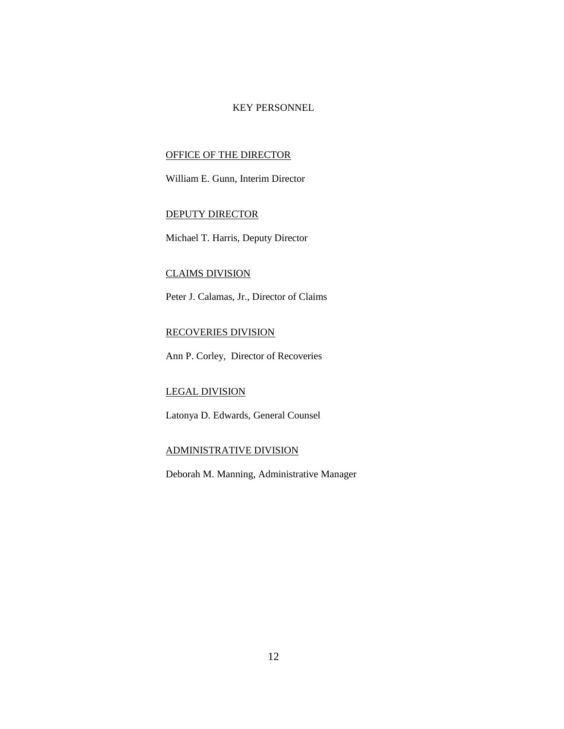# KEY PERSONNEL

<u>OFFICE OF THE DIRECTOR</u>

William E. Gunn, Interim Director

<u>DEPUTY DIRECTOR</u>

Michael T. Harris, Deputy Director

<u>CLAIMS DIVISION</u>

Peter J. Calamas, Jr., Director of Claims

<u>RECOVERIES DIVISION</u>

Ann P. Corley, Director of Recoveries

<u>LEGAL DIVISION</u>

Latonya D. Edwards, General Counsel

<u>ADMINISTRATIVE DIVISION</u>

Deborah M. Manning, Administrative Manager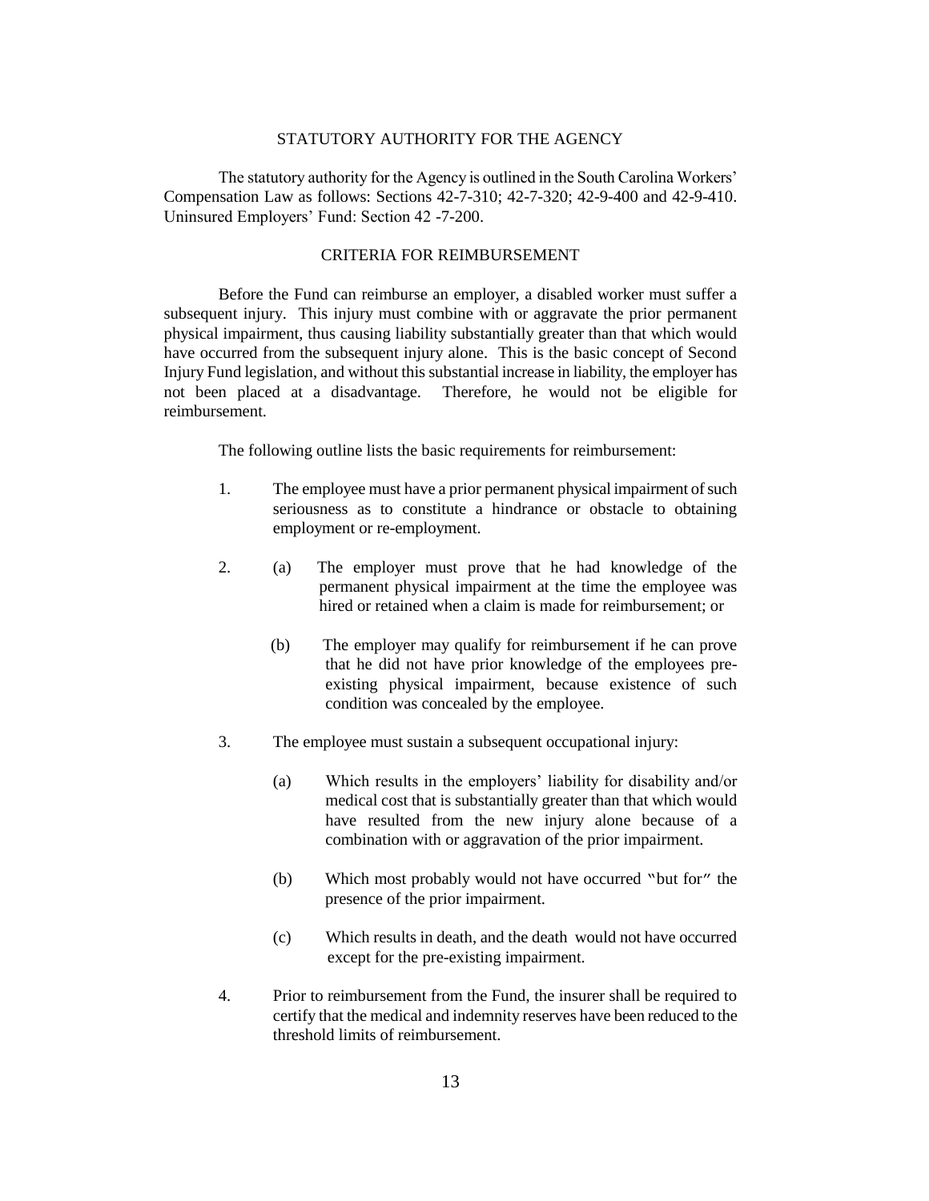## STATUTORY AUTHORITY FOR THE AGENCY

The statutory authority for the Agency is outlined in the South Carolina Workers' Compensation Law as follows: Sections 42-7-310; 42-7-320; 42-9-400 and 42-9-410. Uninsured Employers' Fund: Section 42 -7-200.

## CRITERIA FOR REIMBURSEMENT

Before the Fund can reimburse an employer, a disabled worker must suffer a subsequent injury. This injury must combine with or aggravate the prior permanent physical impairment, thus causing liability substantially greater than that which would have occurred from the subsequent injury alone. This is the basic concept of Second Injury Fund legislation, and without this substantial increase in liability, the employer has not been placed at a disadvantage. Therefore, he would not be eligible for reimbursement.

The following outline lists the basic requirements for reimbursement:

1. The employee must have a prior permanent physical impairment of such seriousness as to constitute a hindrance or obstacle to obtaining employment or re-employment.

2. (a) The employer must prove that he had knowledge of the permanent physical impairment at the time the employee was hired or retained when a claim is made for reimbursement; or

   (b) The employer may qualify for reimbursement if he can prove that he did not have prior knowledge of the employees pre-existing physical impairment, because existence of such condition was concealed by the employee.

3. The employee must sustain a subsequent occupational injury:

   (a) Which results in the employers' liability for disability and/or medical cost that is substantially greater than that which would have resulted from the new injury alone because of a combination with or aggravation of the prior impairment.

   (b) Which most probably would not have occurred "but for" the presence of the prior impairment.

   (c) Which results in death, and the death would not have occurred except for the pre-existing impairment.

4. Prior to reimbursement from the Fund, the insurer shall be required to certify that the medical and indemnity reserves have been reduced to the threshold limits of reimbursement.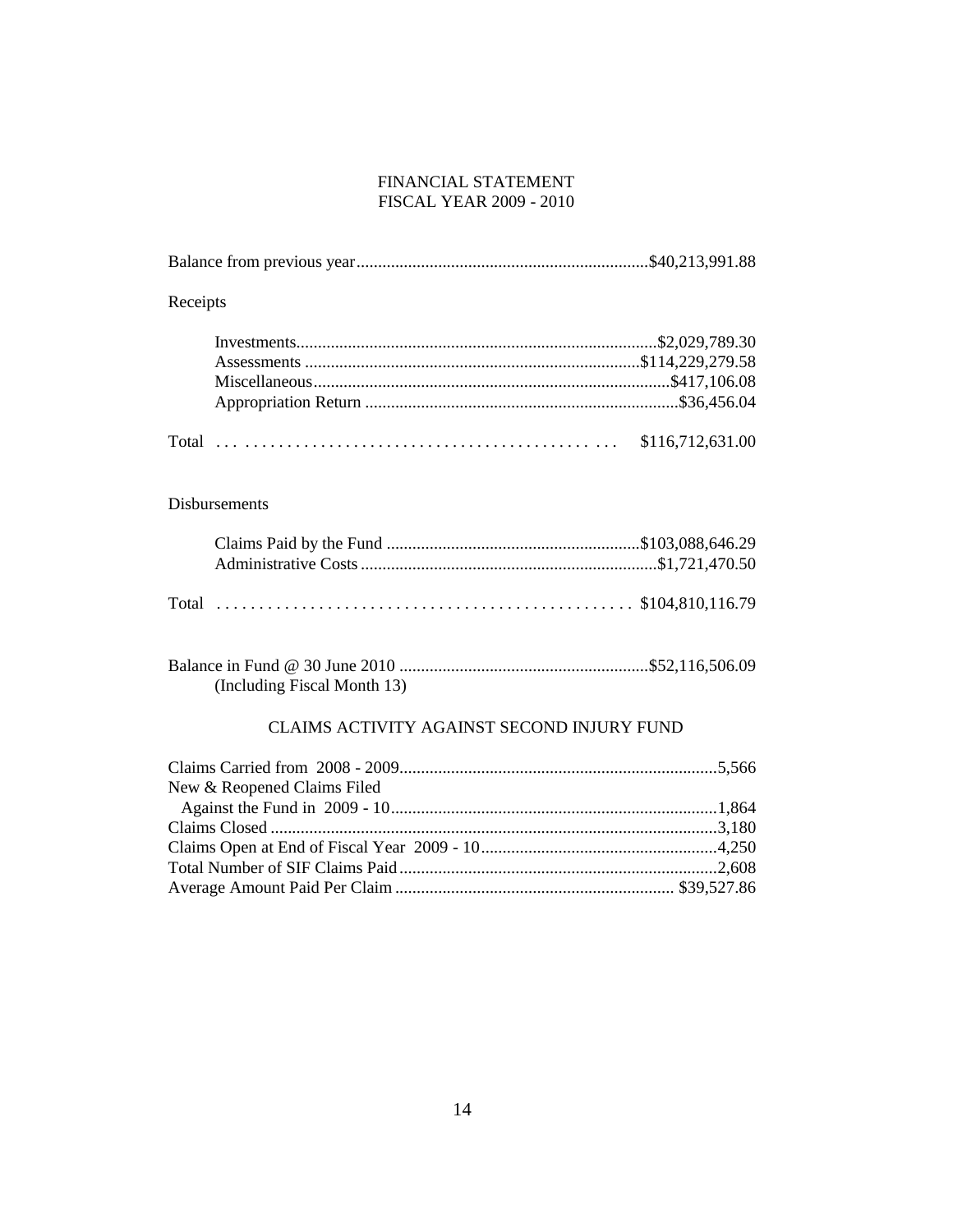# FINANCIAL STATEMENT
## FISCAL YEAR 2009 - 2010

| | |
|---|---|
| Balance from previous year | $40,213,991.88 |

Receipts

| | |
|---|---|
| Investments | $2,029,789.30 |
| Assessments | $114,229,279.58 |
| Miscellaneous | $417,106.08 |
| Appropriation Return | $36,456.04 |
| Total | $116,712,631.00 |

Disbursements

| | |
|---|---|
| Claims Paid by the Fund | $103,088,646.29 |
| Administrative Costs | $1,721,470.50 |
| Total | $104,810,116.79 |

| | |
|---|---|
| Balance in Fund @ 30 June 2010 (Including Fiscal Month 13) | $52,116,506.09 |

## CLAIMS ACTIVITY AGAINST SECOND INJURY FUND

| | |
|---|---|
| Claims Carried from 2008 - 2009 | 5,566 |
| New & Reopened Claims Filed Against the Fund in 2009 - 10 | 1,864 |
| Claims Closed | 3,180 |
| Claims Open at End of Fiscal Year 2009 - 10 | 4,250 |
| Total Number of SIF Claims Paid | 2,608 |
| Average Amount Paid Per Claim | $39,527.86 |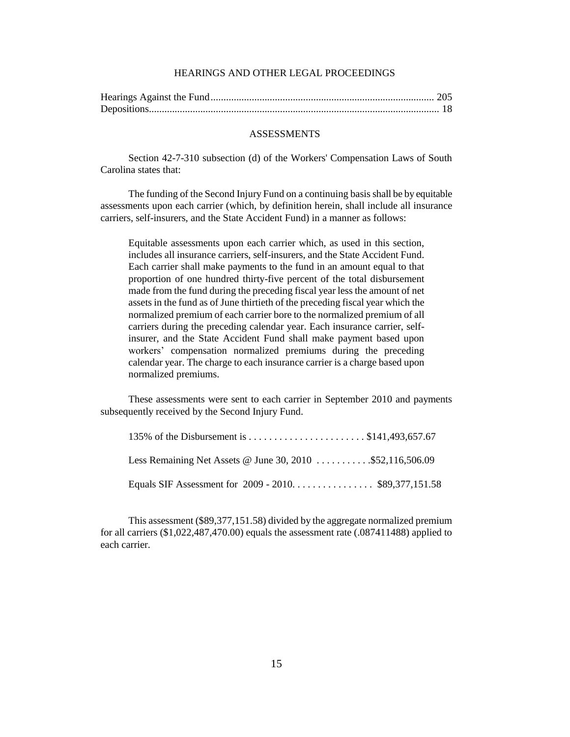## HEARINGS AND OTHER LEGAL PROCEEDINGS

| | |
|---|---|
| Hearings Against the Fund | 205 |
| Depositions | 18 |

## ASSESSMENTS

Section 42-7-310 subsection (d) of the Workers' Compensation Laws of South Carolina states that:

The funding of the Second Injury Fund on a continuing basis shall be by equitable assessments upon each carrier (which, by definition herein, shall include all insurance carriers, self-insurers, and the State Accident Fund) in a manner as follows:

> Equitable assessments upon each carrier which, as used in this section, includes all insurance carriers, self-insurers, and the State Accident Fund. Each carrier shall make payments to the fund in an amount equal to that proportion of one hundred thirty-five percent of the total disbursement made from the fund during the preceding fiscal year less the amount of net assets in the fund as of June thirtieth of the preceding fiscal year which the normalized premium of each carrier bore to the normalized premium of all carriers during the preceding calendar year. Each insurance carrier, self-insurer, and the State Accident Fund shall make payment based upon workers' compensation normalized premiums during the preceding calendar year. The charge to each insurance carrier is a charge based upon normalized premiums.

These assessments were sent to each carrier in September 2010 and payments subsequently received by the Second Injury Fund.

| | |
|---|---|
| 135% of the Disbursement is | $141,493,657.67 |
| Less Remaining Net Assets @ June 30, 2010 | $52,116,506.09 |
| Equals SIF Assessment for 2009 - 2010 | $89,377,151.58 |

This assessment ($89,377,151.58) divided by the aggregate normalized premium for all carriers ($1,022,487,470.00) equals the assessment rate (.087411488) applied to each carrier.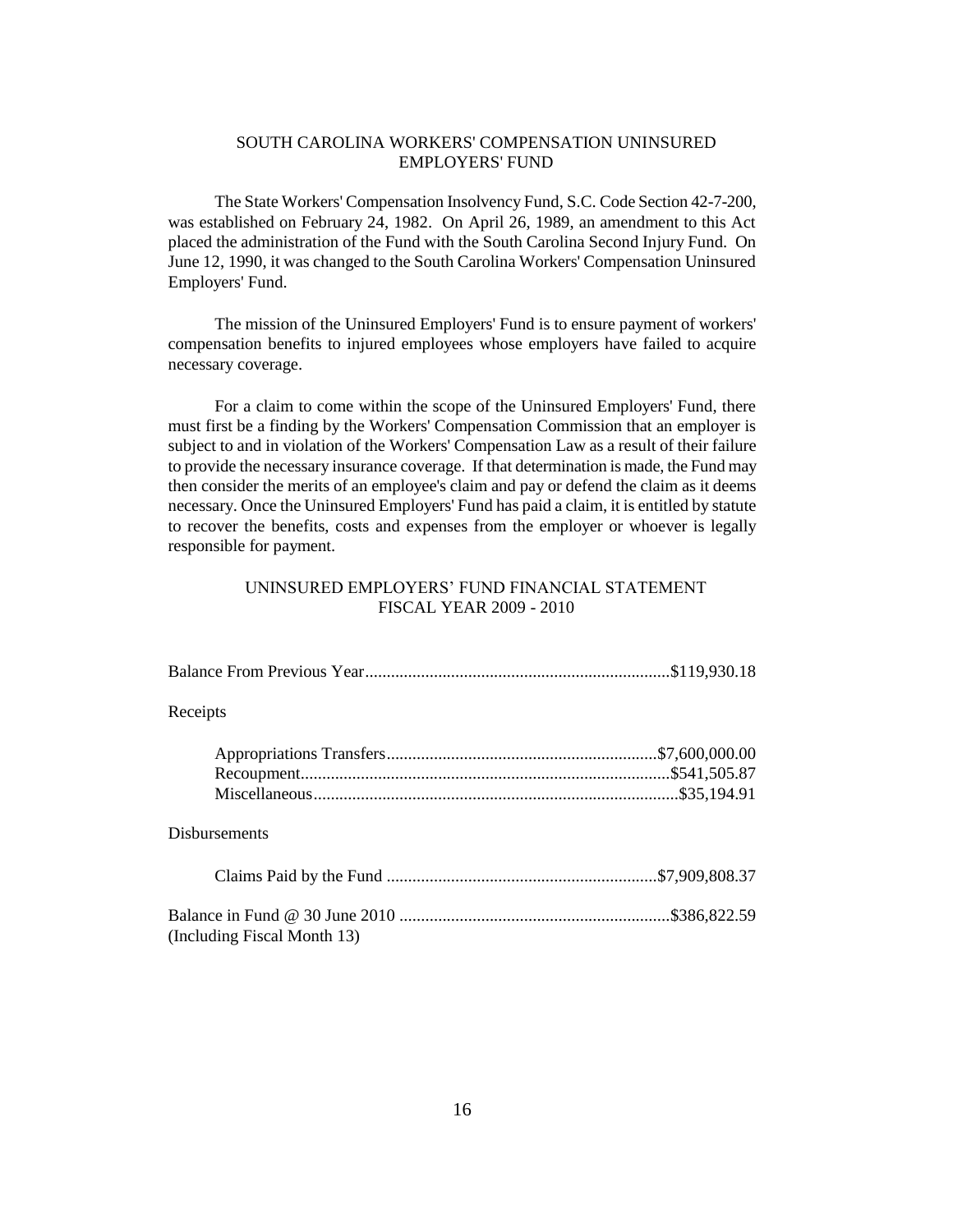## SOUTH CAROLINA WORKERS' COMPENSATION UNINSURED EMPLOYERS' FUND

The State Workers' Compensation Insolvency Fund, S.C. Code Section 42-7-200, was established on February 24, 1982. On April 26, 1989, an amendment to this Act placed the administration of the Fund with the South Carolina Second Injury Fund. On June 12, 1990, it was changed to the South Carolina Workers' Compensation Uninsured Employers' Fund.

The mission of the Uninsured Employers' Fund is to ensure payment of workers' compensation benefits to injured employees whose employers have failed to acquire necessary coverage.

For a claim to come within the scope of the Uninsured Employers' Fund, there must first be a finding by the Workers' Compensation Commission that an employer is subject to and in violation of the Workers' Compensation Law as a result of their failure to provide the necessary insurance coverage. If that determination is made, the Fund may then consider the merits of an employee's claim and pay or defend the claim as it deems necessary. Once the Uninsured Employers' Fund has paid a claim, it is entitled by statute to recover the benefits, costs and expenses from the employer or whoever is legally responsible for payment.

## UNINSURED EMPLOYERS' FUND FINANCIAL STATEMENT FISCAL YEAR 2009 - 2010

Balance From Previous Year....................................................................$119,930.18

Receipts

- Appropriations Transfers..............................................................$7,600,000.00
- Recoupment.....................................................................................$541,505.87
- Miscellaneous....................................................................................$35,194.91

Disbursements

- Claims Paid by the Fund ..............................................................$7,909,808.37

Balance in Fund @ 30 June 2010 ..............................................................$386,822.59
(Including Fiscal Month 13)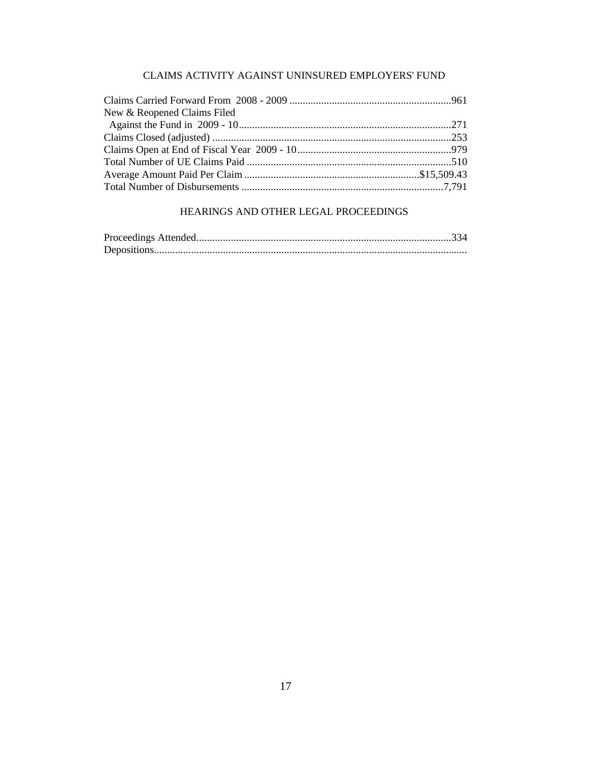## CLAIMS ACTIVITY AGAINST UNINSURED EMPLOYERS' FUND

Claims Carried Forward From 2008 - 2009 ............................................................961
New & Reopened Claims Filed
 Against the Fund in 2009 - 10...............................................................................271
Claims Closed (adjusted) .........................................................................................253
Claims Open at End of Fiscal Year 2009 - 10..........................................................979
Total Number of UE Claims Paid ............................................................................510
Average Amount Paid Per Claim .................................................................$15,509.43
Total Number of Disbursements ...........................................................................7,791

## HEARINGS AND OTHER LEGAL PROCEEDINGS

Proceedings Attended...............................................................................................334
Depositions...................................................................................................................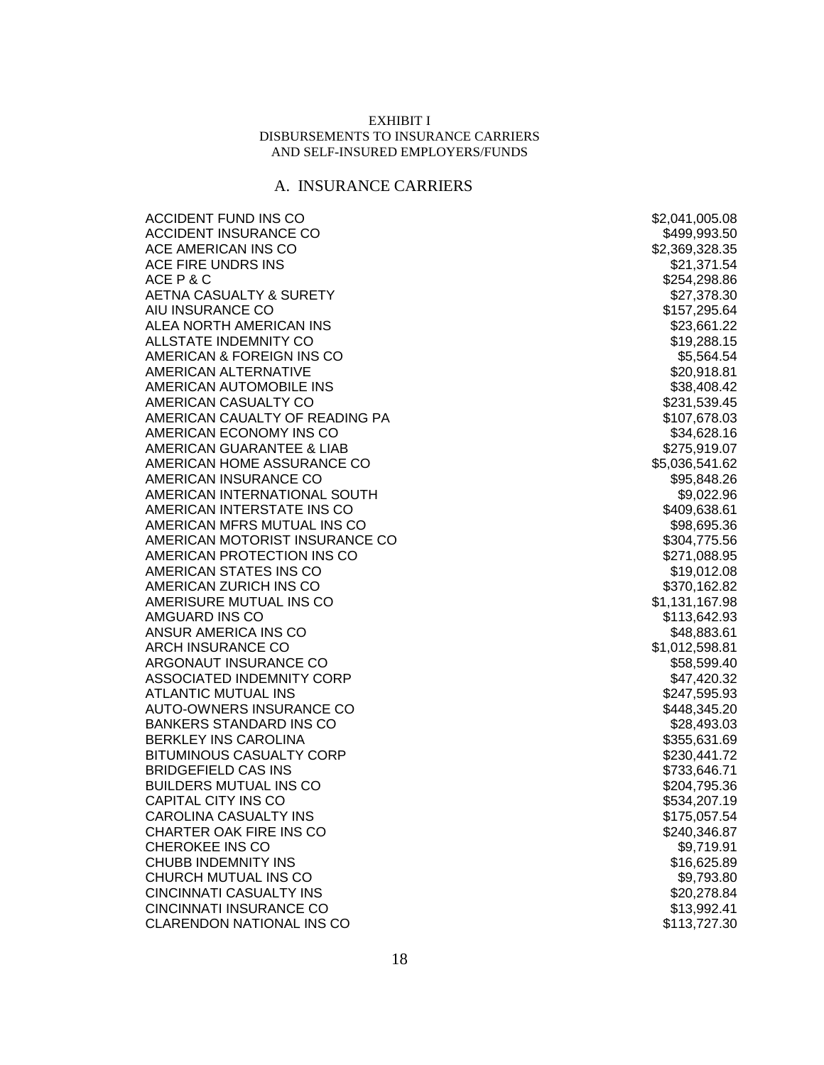EXHIBIT I
DISBURSEMENTS TO INSURANCE CARRIERS
AND SELF-INSURED EMPLOYERS/FUNDS

## A. INSURANCE CARRIERS

| | |
|---|---|
| ACCIDENT FUND INS CO | $2,041,005.08 |
| ACCIDENT INSURANCE CO | $499,993.50 |
| ACE AMERICAN INS CO | $2,369,328.35 |
| ACE FIRE UNDRS INS | $21,371.54 |
| ACE P & C | $254,298.86 |
| AETNA CASUALTY & SURETY | $27,378.30 |
| AIU INSURANCE CO | $157,295.64 |
| ALEA NORTH AMERICAN INS | $23,661.22 |
| ALLSTATE INDEMNITY CO | $19,288.15 |
| AMERICAN & FOREIGN INS CO | $5,564.54 |
| AMERICAN ALTERNATIVE | $20,918.81 |
| AMERICAN AUTOMOBILE INS | $38,408.42 |
| AMERICAN CASUALTY CO | $231,539.45 |
| AMERICAN CAUALTY OF READING PA | $107,678.03 |
| AMERICAN ECONOMY INS CO | $34,628.16 |
| AMERICAN GUARANTEE & LIAB | $275,919.07 |
| AMERICAN HOME ASSURANCE CO | $5,036,541.62 |
| AMERICAN INSURANCE CO | $95,848.26 |
| AMERICAN INTERNATIONAL SOUTH | $9,022.96 |
| AMERICAN INTERSTATE INS CO | $409,638.61 |
| AMERICAN MFRS MUTUAL INS CO | $98,695.36 |
| AMERICAN MOTORIST INSURANCE CO | $304,775.56 |
| AMERICAN PROTECTION INS CO | $271,088.95 |
| AMERICAN STATES INS CO | $19,012.08 |
| AMERICAN ZURICH INS CO | $370,162.82 |
| AMERISURE MUTUAL INS CO | $1,131,167.98 |
| AMGUARD INS CO | $113,642.93 |
| ANSUR AMERICA INS CO | $48,883.61 |
| ARCH INSURANCE CO | $1,012,598.81 |
| ARGONAUT INSURANCE CO | $58,599.40 |
| ASSOCIATED INDEMNITY CORP | $47,420.32 |
| ATLANTIC MUTUAL INS | $247,595.93 |
| AUTO-OWNERS INSURANCE CO | $448,345.20 |
| BANKERS STANDARD INS CO | $28,493.03 |
| BERKLEY INS CAROLINA | $355,631.69 |
| BITUMINOUS CASUALTY CORP | $230,441.72 |
| BRIDGEFIELD CAS INS | $733,646.71 |
| BUILDERS MUTUAL INS CO | $204,795.36 |
| CAPITAL CITY INS CO | $534,207.19 |
| CAROLINA CASUALTY INS | $175,057.54 |
| CHARTER OAK FIRE INS CO | $240,346.87 |
| CHEROKEE INS CO | $9,719.91 |
| CHUBB INDEMNITY INS | $16,625.89 |
| CHURCH MUTUAL INS CO | $9,793.80 |
| CINCINNATI CASUALTY INS | $20,278.84 |
| CINCINNATI INSURANCE CO | $13,992.41 |
| CLARENDON NATIONAL INS CO | $113,727.30 |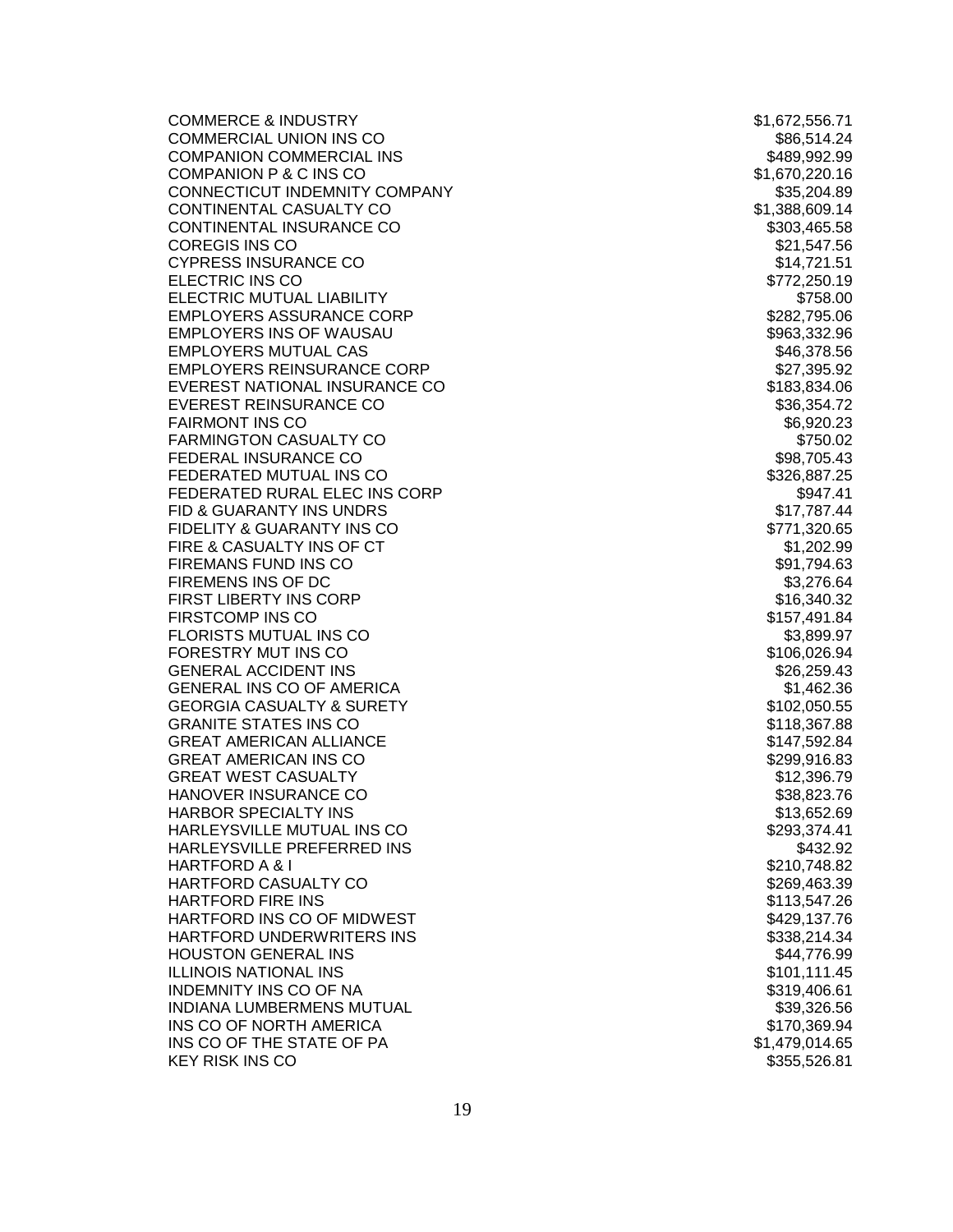| | |
|---|---|
| COMMERCE & INDUSTRY | $1,672,556.71 |
| COMMERCIAL UNION INS CO | $86,514.24 |
| COMPANION COMMERCIAL INS | $489,992.99 |
| COMPANION P & C INS CO | $1,670,220.16 |
| CONNECTICUT INDEMNITY COMPANY | $35,204.89 |
| CONTINENTAL CASUALTY CO | $1,388,609.14 |
| CONTINENTAL INSURANCE CO | $303,465.58 |
| COREGIS INS CO | $21,547.56 |
| CYPRESS INSURANCE CO | $14,721.51 |
| ELECTRIC INS CO | $772,250.19 |
| ELECTRIC MUTUAL LIABILITY | $758.00 |
| EMPLOYERS ASSURANCE CORP | $282,795.06 |
| EMPLOYERS INS OF WAUSAU | $963,332.96 |
| EMPLOYERS MUTUAL CAS | $46,378.56 |
| EMPLOYERS REINSURANCE CORP | $27,395.92 |
| EVEREST NATIONAL INSURANCE CO | $183,834.06 |
| EVEREST REINSURANCE CO | $36,354.72 |
| FAIRMONT INS CO | $6,920.23 |
| FARMINGTON CASUALTY CO | $750.02 |
| FEDERAL INSURANCE CO | $98,705.43 |
| FEDERATED MUTUAL INS CO | $326,887.25 |
| FEDERATED RURAL ELEC INS CORP | $947.41 |
| FID & GUARANTY INS UNDRS | $17,787.44 |
| FIDELITY & GUARANTY INS CO | $771,320.65 |
| FIRE & CASUALTY INS OF CT | $1,202.99 |
| FIREMANS FUND INS CO | $91,794.63 |
| FIREMENS INS OF DC | $3,276.64 |
| FIRST LIBERTY INS CORP | $16,340.32 |
| FIRSTCOMP INS CO | $157,491.84 |
| FLORISTS MUTUAL INS CO | $3,899.97 |
| FORESTRY MUT INS CO | $106,026.94 |
| GENERAL ACCIDENT INS | $26,259.43 |
| GENERAL INS CO OF AMERICA | $1,462.36 |
| GEORGIA CASUALTY & SURETY | $102,050.55 |
| GRANITE STATES INS CO | $118,367.88 |
| GREAT AMERICAN ALLIANCE | $147,592.84 |
| GREAT AMERICAN INS CO | $299,916.83 |
| GREAT WEST CASUALTY | $12,396.79 |
| HANOVER INSURANCE CO | $38,823.76 |
| HARBOR SPECIALTY INS | $13,652.69 |
| HARLEYSVILLE MUTUAL INS CO | $293,374.41 |
| HARLEYSVILLE PREFERRED INS | $432.92 |
| HARTFORD A & I | $210,748.82 |
| HARTFORD CASUALTY CO | $269,463.39 |
| HARTFORD FIRE INS | $113,547.26 |
| HARTFORD INS CO OF MIDWEST | $429,137.76 |
| HARTFORD UNDERWRITERS INS | $338,214.34 |
| HOUSTON GENERAL INS | $44,776.99 |
| ILLINOIS NATIONAL INS | $101,111.45 |
| INDEMNITY INS CO OF NA | $319,406.61 |
| INDIANA LUMBERMENS MUTUAL | $39,326.56 |
| INS CO OF NORTH AMERICA | $170,369.94 |
| INS CO OF THE STATE OF PA | $1,479,014.65 |
| KEY RISK INS CO | $355,526.81 |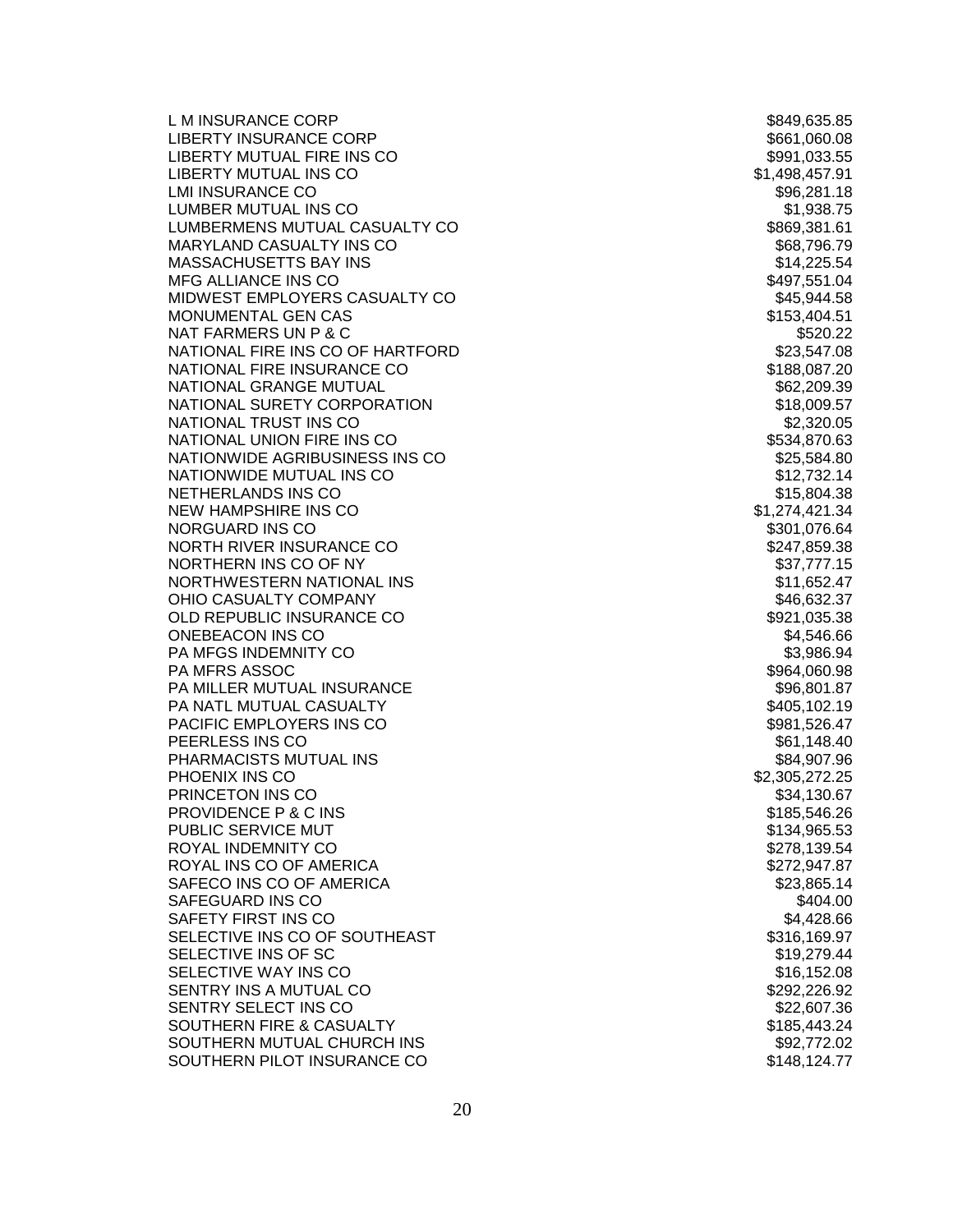| | |
|---|---|
| L M INSURANCE CORP | $849,635.85 |
| LIBERTY INSURANCE CORP | $661,060.08 |
| LIBERTY MUTUAL FIRE INS CO | $991,033.55 |
| LIBERTY MUTUAL INS CO | $1,498,457.91 |
| LMI INSURANCE CO | $96,281.18 |
| LUMBER MUTUAL INS CO | $1,938.75 |
| LUMBERMENS MUTUAL CASUALTY CO | $869,381.61 |
| MARYLAND CASUALTY INS CO | $68,796.79 |
| MASSACHUSETTS BAY INS | $14,225.54 |
| MFG ALLIANCE INS CO | $497,551.04 |
| MIDWEST EMPLOYERS CASUALTY CO | $45,944.58 |
| MONUMENTAL GEN CAS | $153,404.51 |
| NAT FARMERS UN P & C | $520.22 |
| NATIONAL FIRE INS CO OF HARTFORD | $23,547.08 |
| NATIONAL FIRE INSURANCE CO | $188,087.20 |
| NATIONAL GRANGE MUTUAL | $62,209.39 |
| NATIONAL SURETY CORPORATION | $18,009.57 |
| NATIONAL TRUST INS CO | $2,320.05 |
| NATIONAL UNION FIRE INS CO | $534,870.63 |
| NATIONWIDE AGRIBUSINESS INS CO | $25,584.80 |
| NATIONWIDE MUTUAL INS CO | $12,732.14 |
| NETHERLANDS INS CO | $15,804.38 |
| NEW HAMPSHIRE INS CO | $1,274,421.34 |
| NORGUARD INS CO | $301,076.64 |
| NORTH RIVER INSURANCE CO | $247,859.38 |
| NORTHERN INS CO OF NY | $37,777.15 |
| NORTHWESTERN NATIONAL INS | $11,652.47 |
| OHIO CASUALTY COMPANY | $46,632.37 |
| OLD REPUBLIC INSURANCE CO | $921,035.38 |
| ONEBEACON INS CO | $4,546.66 |
| PA MFGS INDEMNITY CO | $3,986.94 |
| PA MFRS ASSOC | $964,060.98 |
| PA MILLER MUTUAL INSURANCE | $96,801.87 |
| PA NATL MUTUAL CASUALTY | $405,102.19 |
| PACIFIC EMPLOYERS INS CO | $981,526.47 |
| PEERLESS INS CO | $61,148.40 |
| PHARMACISTS MUTUAL INS | $84,907.96 |
| PHOENIX INS CO | $2,305,272.25 |
| PRINCETON INS CO | $34,130.67 |
| PROVIDENCE P & C INS | $185,546.26 |
| PUBLIC SERVICE MUT | $134,965.53 |
| ROYAL INDEMNITY CO | $278,139.54 |
| ROYAL INS CO OF AMERICA | $272,947.87 |
| SAFECO INS CO OF AMERICA | $23,865.14 |
| SAFEGUARD INS CO | $404.00 |
| SAFETY FIRST INS CO | $4,428.66 |
| SELECTIVE INS CO OF SOUTHEAST | $316,169.97 |
| SELECTIVE INS OF SC | $19,279.44 |
| SELECTIVE WAY INS CO | $16,152.08 |
| SENTRY INS A MUTUAL CO | $292,226.92 |
| SENTRY SELECT INS CO | $22,607.36 |
| SOUTHERN FIRE & CASUALTY | $185,443.24 |
| SOUTHERN MUTUAL CHURCH INS | $92,772.02 |
| SOUTHERN PILOT INSURANCE CO | $148,124.77 |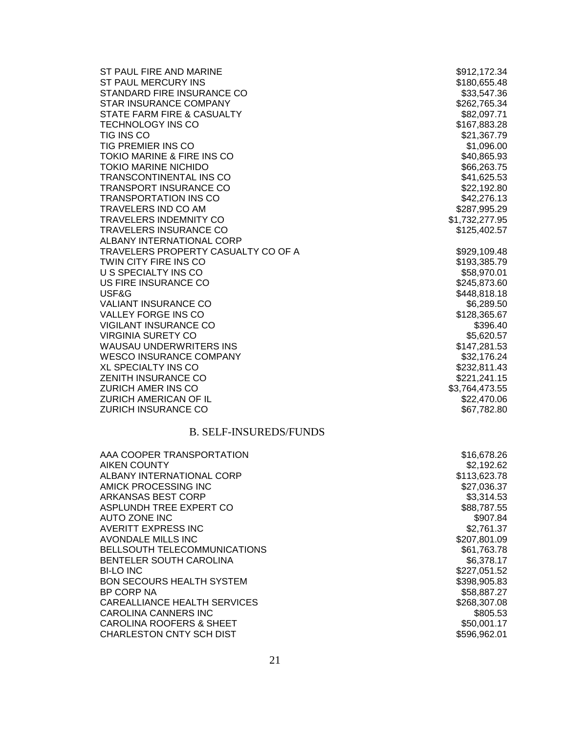| | |
|---|---|
| ST PAUL FIRE AND MARINE | $912,172.34 |
| ST PAUL MERCURY INS | $180,655.48 |
| STANDARD FIRE INSURANCE CO | $33,547.36 |
| STAR INSURANCE COMPANY | $262,765.34 |
| STATE FARM FIRE & CASUALTY | $82,097.71 |
| TECHNOLOGY INS CO | $167,883.28 |
| TIG INS CO | $21,367.79 |
| TIG PREMIER INS CO | $1,096.00 |
| TOKIO MARINE & FIRE INS CO | $40,865.93 |
| TOKIO MARINE NICHIDO | $66,263.75 |
| TRANSCONTINENTAL INS CO | $41,625.53 |
| TRANSPORT INSURANCE CO | $22,192.80 |
| TRANSPORTATION INS CO | $42,276.13 |
| TRAVELERS IND CO AM | $287,995.29 |
| TRAVELERS INDEMNITY CO | $1,732,277.95 |
| TRAVELERS INSURANCE CO | $125,402.57 |
| ALBANY INTERNATIONAL CORP | |
| TRAVELERS PROPERTY CASUALTY CO OF A | $929,109.48 |
| TWIN CITY FIRE INS CO | $193,385.79 |
| U S SPECIALTY INS CO | $58,970.01 |
| US FIRE INSURANCE CO | $245,873.60 |
| USF&G | $448,818.18 |
| VALIANT INSURANCE CO | $6,289.50 |
| VALLEY FORGE INS CO | $128,365.67 |
| VIGILANT INSURANCE CO | $396.40 |
| VIRGINIA SURETY CO | $5,620.57 |
| WAUSAU UNDERWRITERS INS | $147,281.53 |
| WESCO INSURANCE COMPANY | $32,176.24 |
| XL SPECIALTY INS CO | $232,811.43 |
| ZENITH INSURANCE CO | $221,241.15 |
| ZURICH AMER INS CO | $3,764,473.55 |
| ZURICH AMERICAN OF IL | $22,470.06 |
| ZURICH INSURANCE CO | $67,782.80 |

## B. SELF-INSUREDS/FUNDS

| | |
|---|---|
| AAA COOPER TRANSPORTATION | $16,678.26 |
| AIKEN COUNTY | $2,192.62 |
| ALBANY INTERNATIONAL CORP | $113,623.78 |
| AMICK PROCESSING INC | $27,036.37 |
| ARKANSAS BEST CORP | $3,314.53 |
| ASPLUNDH TREE EXPERT CO | $88,787.55 |
| AUTO ZONE INC | $907.84 |
| AVERITT EXPRESS INC | $2,761.37 |
| AVONDALE MILLS INC | $207,801.09 |
| BELLSOUTH TELECOMMUNICATIONS | $61,763.78 |
| BENTELER SOUTH CAROLINA | $6,378.17 |
| BI-LO INC | $227,051.52 |
| BON SECOURS HEALTH SYSTEM | $398,905.83 |
| BP CORP NA | $58,887.27 |
| CAREALLIANCE HEALTH SERVICES | $268,307.08 |
| CAROLINA CANNERS INC | $805.53 |
| CAROLINA ROOFERS & SHEET | $50,001.17 |
| CHARLESTON CNTY SCH DIST | $596,962.01 |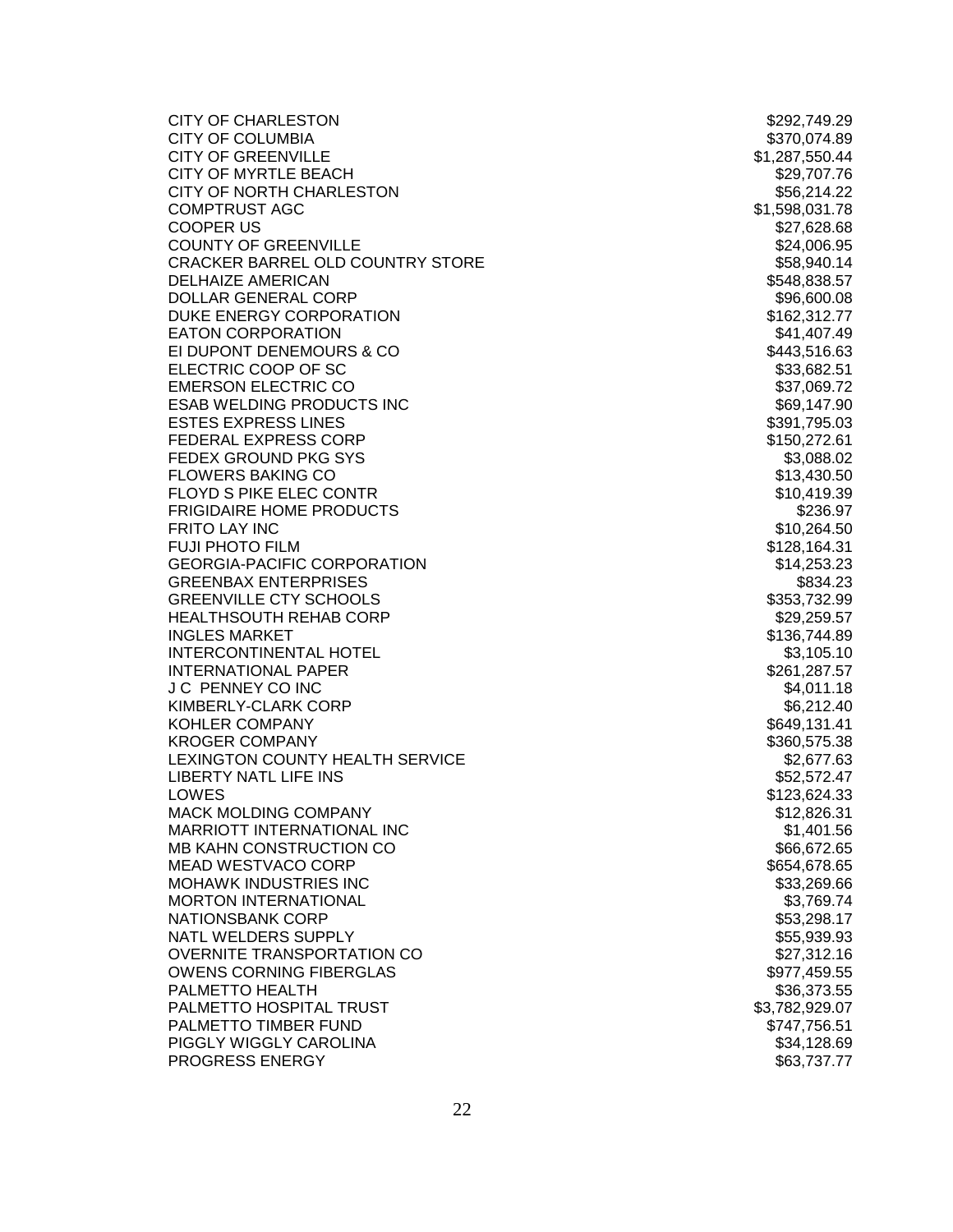| | |
|---|---|
| CITY OF CHARLESTON | $292,749.29 |
| CITY OF COLUMBIA | $370,074.89 |
| CITY OF GREENVILLE | $1,287,550.44 |
| CITY OF MYRTLE BEACH | $29,707.76 |
| CITY OF NORTH CHARLESTON | $56,214.22 |
| COMPTRUST AGC | $1,598,031.78 |
| COOPER US | $27,628.68 |
| COUNTY OF GREENVILLE | $24,006.95 |
| CRACKER BARREL OLD COUNTRY STORE | $58,940.14 |
| DELHAIZE AMERICAN | $548,838.57 |
| DOLLAR GENERAL CORP | $96,600.08 |
| DUKE ENERGY CORPORATION | $162,312.77 |
| EATON CORPORATION | $41,407.49 |
| EI DUPONT DENEMOURS & CO | $443,516.63 |
| ELECTRIC COOP OF SC | $33,682.51 |
| EMERSON ELECTRIC CO | $37,069.72 |
| ESAB WELDING PRODUCTS INC | $69,147.90 |
| ESTES EXPRESS LINES | $391,795.03 |
| FEDERAL EXPRESS CORP | $150,272.61 |
| FEDEX GROUND PKG SYS | $3,088.02 |
| FLOWERS BAKING CO | $13,430.50 |
| FLOYD S PIKE ELEC CONTR | $10,419.39 |
| FRIGIDAIRE HOME PRODUCTS | $236.97 |
| FRITO LAY INC | $10,264.50 |
| FUJI PHOTO FILM | $128,164.31 |
| GEORGIA-PACIFIC CORPORATION | $14,253.23 |
| GREENBAX ENTERPRISES | $834.23 |
| GREENVILLE CTY SCHOOLS | $353,732.99 |
| HEALTHSOUTH REHAB CORP | $29,259.57 |
| INGLES MARKET | $136,744.89 |
| INTERCONTINENTAL HOTEL | $3,105.10 |
| INTERNATIONAL PAPER | $261,287.57 |
| J C PENNEY CO INC | $4,011.18 |
| KIMBERLY-CLARK CORP | $6,212.40 |
| KOHLER COMPANY | $649,131.41 |
| KROGER COMPANY | $360,575.38 |
| LEXINGTON COUNTY HEALTH SERVICE | $2,677.63 |
| LIBERTY NATL LIFE INS | $52,572.47 |
| LOWES | $123,624.33 |
| MACK MOLDING COMPANY | $12,826.31 |
| MARRIOTT INTERNATIONAL INC | $1,401.56 |
| MB KAHN CONSTRUCTION CO | $66,672.65 |
| MEAD WESTVACO CORP | $654,678.65 |
| MOHAWK INDUSTRIES INC | $33,269.66 |
| MORTON INTERNATIONAL | $3,769.74 |
| NATIONSBANK CORP | $53,298.17 |
| NATL WELDERS SUPPLY | $55,939.93 |
| OVERNITE TRANSPORTATION CO | $27,312.16 |
| OWENS CORNING FIBERGLAS | $977,459.55 |
| PALMETTO HEALTH | $36,373.55 |
| PALMETTO HOSPITAL TRUST | $3,782,929.07 |
| PALMETTO TIMBER FUND | $747,756.51 |
| PIGGLY WIGGLY CAROLINA | $34,128.69 |
| PROGRESS ENERGY | $63,737.77 |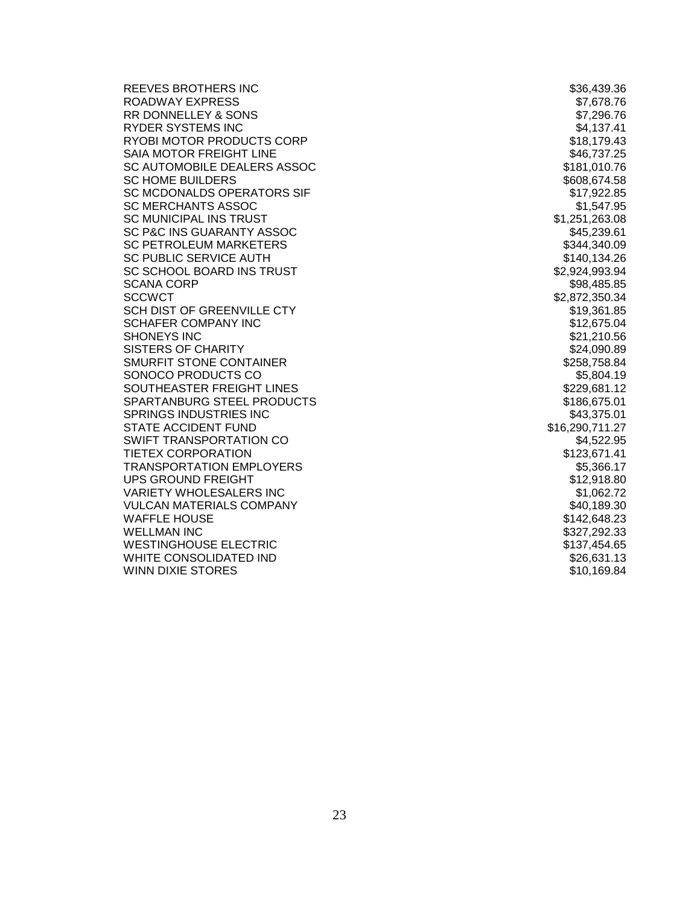| | |
|---|---|
| REEVES BROTHERS INC | $36,439.36 |
| ROADWAY EXPRESS | $7,678.76 |
| RR DONNELLEY & SONS | $7,296.76 |
| RYDER SYSTEMS INC | $4,137.41 |
| RYOBI MOTOR PRODUCTS CORP | $18,179.43 |
| SAIA MOTOR FREIGHT LINE | $46,737.25 |
| SC AUTOMOBILE DEALERS ASSOC | $181,010.76 |
| SC HOME BUILDERS | $608,674.58 |
| SC MCDONALDS OPERATORS SIF | $17,922.85 |
| SC MERCHANTS ASSOC | $1,547.95 |
| SC MUNICIPAL INS TRUST | $1,251,263.08 |
| SC P&C INS GUARANTY ASSOC | $45,239.61 |
| SC PETROLEUM MARKETERS | $344,340.09 |
| SC PUBLIC SERVICE AUTH | $140,134.26 |
| SC SCHOOL BOARD INS TRUST | $2,924,993.94 |
| SCANA CORP | $98,485.85 |
| SCCWCT | $2,872,350.34 |
| SCH DIST OF GREENVILLE CTY | $19,361.85 |
| SCHAFER COMPANY INC | $12,675.04 |
| SHONEYS INC | $21,210.56 |
| SISTERS OF CHARITY | $24,090.89 |
| SMURFIT STONE CONTAINER | $258,758.84 |
| SONOCO PRODUCTS CO | $5,804.19 |
| SOUTHEASTER FREIGHT LINES | $229,681.12 |
| SPARTANBURG STEEL PRODUCTS | $186,675.01 |
| SPRINGS INDUSTRIES INC | $43,375.01 |
| STATE ACCIDENT FUND | $16,290,711.27 |
| SWIFT TRANSPORTATION CO | $4,522.95 |
| TIETEX CORPORATION | $123,671.41 |
| TRANSPORTATION EMPLOYERS | $5,366.17 |
| UPS GROUND FREIGHT | $12,918.80 |
| VARIETY WHOLESALERS INC | $1,062.72 |
| VULCAN MATERIALS COMPANY | $40,189.30 |
| WAFFLE HOUSE | $142,648.23 |
| WELLMAN INC | $327,292.33 |
| WESTINGHOUSE ELECTRIC | $137,454.65 |
| WHITE CONSOLIDATED IND | $26,631.13 |
| WINN DIXIE STORES | $10,169.84 |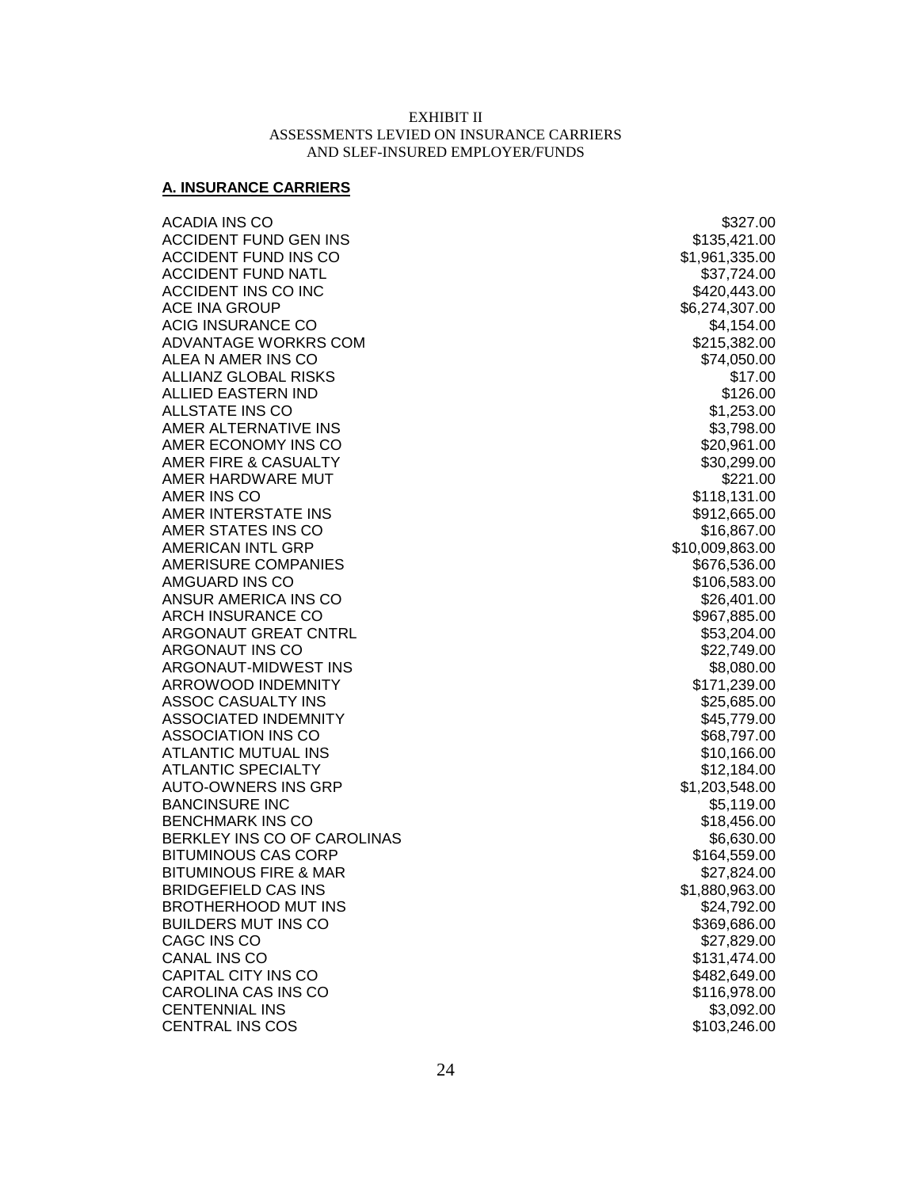EXHIBIT II
ASSESSMENTS LEVIED ON INSURANCE CARRIERS
AND SLEF-INSURED EMPLOYER/FUNDS

## A. INSURANCE CARRIERS

| | |
|---|---|
| ACADIA INS CO | $327.00 |
| ACCIDENT FUND GEN INS | $135,421.00 |
| ACCIDENT FUND INS CO | $1,961,335.00 |
| ACCIDENT FUND NATL | $37,724.00 |
| ACCIDENT INS CO INC | $420,443.00 |
| ACE INA GROUP | $6,274,307.00 |
| ACIG INSURANCE CO | $4,154.00 |
| ADVANTAGE WORKRS COM | $215,382.00 |
| ALEA N AMER INS CO | $74,050.00 |
| ALLIANZ GLOBAL RISKS | $17.00 |
| ALLIED EASTERN IND | $126.00 |
| ALLSTATE INS CO | $1,253.00 |
| AMER ALTERNATIVE INS | $3,798.00 |
| AMER ECONOMY INS CO | $20,961.00 |
| AMER FIRE & CASUALTY | $30,299.00 |
| AMER HARDWARE MUT | $221.00 |
| AMER INS CO | $118,131.00 |
| AMER INTERSTATE INS | $912,665.00 |
| AMER STATES INS CO | $16,867.00 |
| AMERICAN INTL GRP | $10,009,863.00 |
| AMERISURE COMPANIES | $676,536.00 |
| AMGUARD INS CO | $106,583.00 |
| ANSUR AMERICA INS CO | $26,401.00 |
| ARCH INSURANCE CO | $967,885.00 |
| ARGONAUT GREAT CNTRL | $53,204.00 |
| ARGONAUT INS CO | $22,749.00 |
| ARGONAUT-MIDWEST INS | $8,080.00 |
| ARROWOOD INDEMNITY | $171,239.00 |
| ASSOC CASUALTY INS | $25,685.00 |
| ASSOCIATED INDEMNITY | $45,779.00 |
| ASSOCIATION INS CO | $68,797.00 |
| ATLANTIC MUTUAL INS | $10,166.00 |
| ATLANTIC SPECIALTY | $12,184.00 |
| AUTO-OWNERS INS GRP | $1,203,548.00 |
| BANCINSURE INC | $5,119.00 |
| BENCHMARK INS CO | $18,456.00 |
| BERKLEY INS CO OF CAROLINAS | $6,630.00 |
| BITUMINOUS CAS CORP | $164,559.00 |
| BITUMINOUS FIRE & MAR | $27,824.00 |
| BRIDGEFIELD CAS INS | $1,880,963.00 |
| BROTHERHOOD MUT INS | $24,792.00 |
| BUILDERS MUT INS CO | $369,686.00 |
| CAGC INS CO | $27,829.00 |
| CANAL INS CO | $131,474.00 |
| CAPITAL CITY INS CO | $482,649.00 |
| CAROLINA CAS INS CO | $116,978.00 |
| CENTENNIAL INS | $3,092.00 |
| CENTRAL INS COS | $103,246.00 |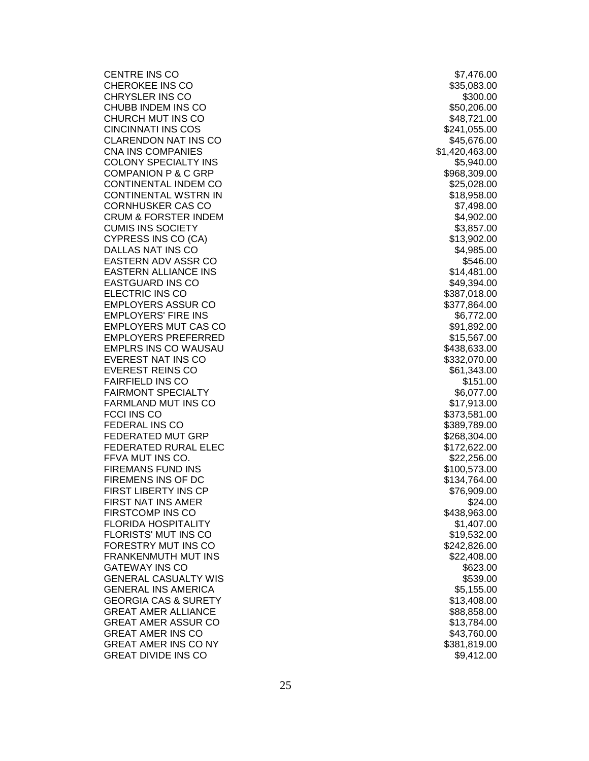| | |
|---|---|
| CENTRE INS CO | $7,476.00 |
| CHEROKEE INS CO | $35,083.00 |
| CHRYSLER INS CO | $300.00 |
| CHUBB INDEM INS CO | $50,206.00 |
| CHURCH MUT INS CO | $48,721.00 |
| CINCINNATI INS COS | $241,055.00 |
| CLARENDON NAT INS CO | $45,676.00 |
| CNA INS COMPANIES | $1,420,463.00 |
| COLONY SPECIALTY INS | $5,940.00 |
| COMPANION P & C GRP | $968,309.00 |
| CONTINENTAL INDEM CO | $25,028.00 |
| CONTINENTAL WSTRN IN | $18,958.00 |
| CORNHUSKER CAS CO | $7,498.00 |
| CRUM & FORSTER INDEM | $4,902.00 |
| CUMIS INS SOCIETY | $3,857.00 |
| CYPRESS INS CO (CA) | $13,902.00 |
| DALLAS NAT INS CO | $4,985.00 |
| EASTERN ADV ASSR CO | $546.00 |
| EASTERN ALLIANCE INS | $14,481.00 |
| EASTGUARD INS CO | $49,394.00 |
| ELECTRIC INS CO | $387,018.00 |
| EMPLOYERS ASSUR CO | $377,864.00 |
| EMPLOYERS' FIRE INS | $6,772.00 |
| EMPLOYERS MUT CAS CO | $91,892.00 |
| EMPLOYERS PREFERRED | $15,567.00 |
| EMPLRS INS CO WAUSAU | $438,633.00 |
| EVEREST NAT INS CO | $332,070.00 |
| EVEREST REINS CO | $61,343.00 |
| FAIRFIELD INS CO | $151.00 |
| FAIRMONT SPECIALTY | $6,077.00 |
| FARMLAND MUT INS CO | $17,913.00 |
| FCCI INS CO | $373,581.00 |
| FEDERAL INS CO | $389,789.00 |
| FEDERATED MUT GRP | $268,304.00 |
| FEDERATED RURAL ELEC | $172,622.00 |
| FFVA MUT INS CO. | $22,256.00 |
| FIREMANS FUND INS | $100,573.00 |
| FIREMENS INS OF DC | $134,764.00 |
| FIRST LIBERTY INS CP | $76,909.00 |
| FIRST NAT INS AMER | $24.00 |
| FIRSTCOMP INS CO | $438,963.00 |
| FLORIDA HOSPITALITY | $1,407.00 |
| FLORISTS' MUT INS CO | $19,532.00 |
| FORESTRY MUT INS CO | $242,826.00 |
| FRANKENMUTH MUT INS | $22,408.00 |
| GATEWAY INS CO | $623.00 |
| GENERAL CASUALTY WIS | $539.00 |
| GENERAL INS AMERICA | $5,155.00 |
| GEORGIA CAS & SURETY | $13,408.00 |
| GREAT AMER ALLIANCE | $88,858.00 |
| GREAT AMER ASSUR CO | $13,784.00 |
| GREAT AMER INS CO | $43,760.00 |
| GREAT AMER INS CO NY | $381,819.00 |
| GREAT DIVIDE INS CO | $9,412.00 |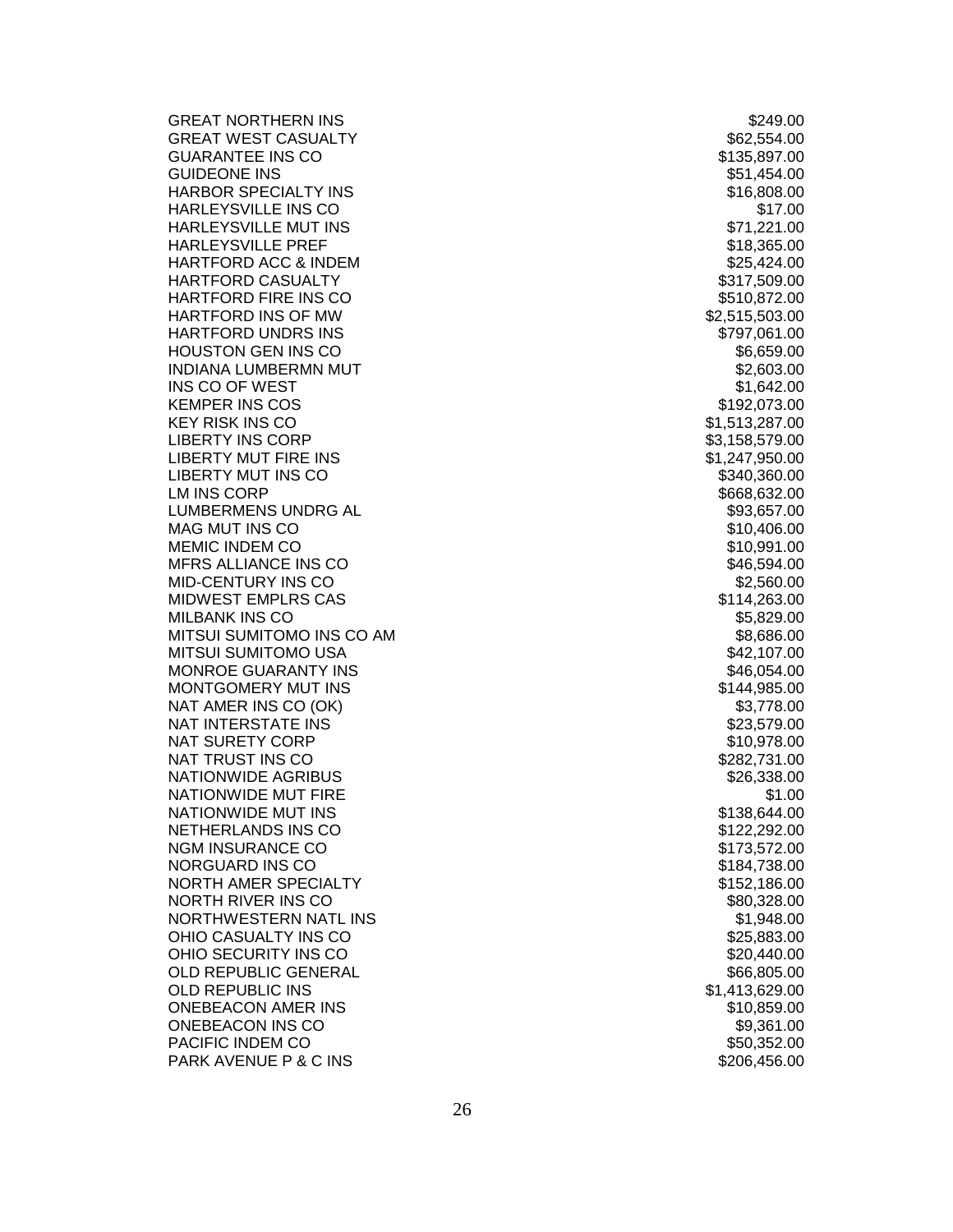| | |
|---|---|
| GREAT NORTHERN INS | $249.00 |
| GREAT WEST CASUALTY | $62,554.00 |
| GUARANTEE INS CO | $135,897.00 |
| GUIDEONE INS | $51,454.00 |
| HARBOR SPECIALTY INS | $16,808.00 |
| HARLEYSVILLE INS CO | $17.00 |
| HARLEYSVILLE MUT INS | $71,221.00 |
| HARLEYSVILLE PREF | $18,365.00 |
| HARTFORD ACC & INDEM | $25,424.00 |
| HARTFORD CASUALTY | $317,509.00 |
| HARTFORD FIRE INS CO | $510,872.00 |
| HARTFORD INS OF MW | $2,515,503.00 |
| HARTFORD UNDRS INS | $797,061.00 |
| HOUSTON GEN INS CO | $6,659.00 |
| INDIANA LUMBERMN MUT | $2,603.00 |
| INS CO OF WEST | $1,642.00 |
| KEMPER INS COS | $192,073.00 |
| KEY RISK INS CO | $1,513,287.00 |
| LIBERTY INS CORP | $3,158,579.00 |
| LIBERTY MUT FIRE INS | $1,247,950.00 |
| LIBERTY MUT INS CO | $340,360.00 |
| LM INS CORP | $668,632.00 |
| LUMBERMENS UNDRG AL | $93,657.00 |
| MAG MUT INS CO | $10,406.00 |
| MEMIC INDEM CO | $10,991.00 |
| MFRS ALLIANCE INS CO | $46,594.00 |
| MID-CENTURY INS CO | $2,560.00 |
| MIDWEST EMPLRS CAS | $114,263.00 |
| MILBANK INS CO | $5,829.00 |
| MITSUI SUMITOMO INS CO AM | $8,686.00 |
| MITSUI SUMITOMO USA | $42,107.00 |
| MONROE GUARANTY INS | $46,054.00 |
| MONTGOMERY MUT INS | $144,985.00 |
| NAT AMER INS CO (OK) | $3,778.00 |
| NAT INTERSTATE INS | $23,579.00 |
| NAT SURETY CORP | $10,978.00 |
| NAT TRUST INS CO | $282,731.00 |
| NATIONWIDE AGRIBUS | $26,338.00 |
| NATIONWIDE MUT FIRE | $1.00 |
| NATIONWIDE MUT INS | $138,644.00 |
| NETHERLANDS INS CO | $122,292.00 |
| NGM INSURANCE CO | $173,572.00 |
| NORGUARD INS CO | $184,738.00 |
| NORTH AMER SPECIALTY | $152,186.00 |
| NORTH RIVER INS CO | $80,328.00 |
| NORTHWESTERN NATL INS | $1,948.00 |
| OHIO CASUALTY INS CO | $25,883.00 |
| OHIO SECURITY INS CO | $20,440.00 |
| OLD REPUBLIC GENERAL | $66,805.00 |
| OLD REPUBLIC INS | $1,413,629.00 |
| ONEBEACON AMER INS | $10,859.00 |
| ONEBEACON INS CO | $9,361.00 |
| PACIFIC INDEM CO | $50,352.00 |
| PARK AVENUE P & C INS | $206,456.00 |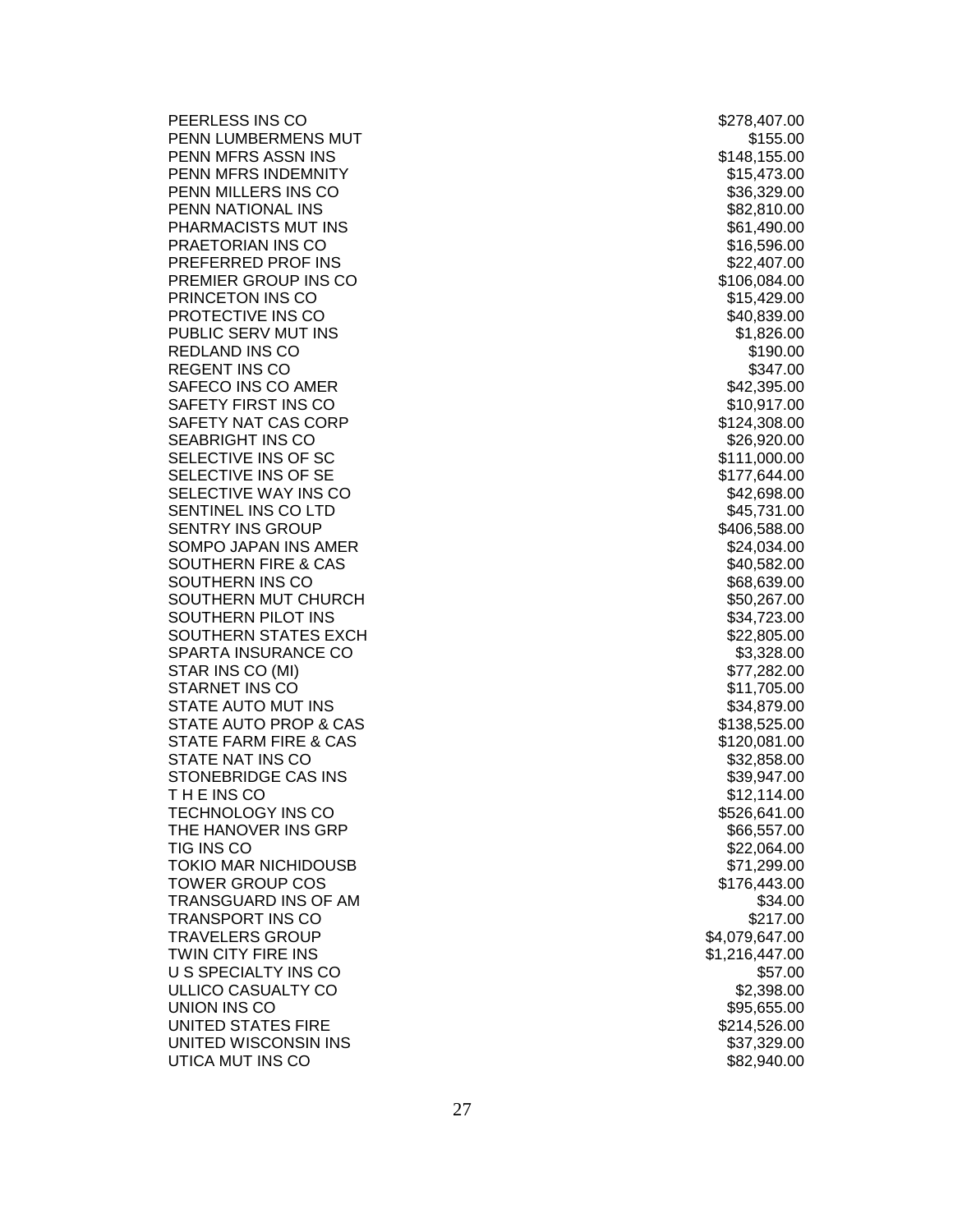| | |
|---|---|
| PEERLESS INS CO | $278,407.00 |
| PENN LUMBERMENS MUT | $155.00 |
| PENN MFRS ASSN INS | $148,155.00 |
| PENN MFRS INDEMNITY | $15,473.00 |
| PENN MILLERS INS CO | $36,329.00 |
| PENN NATIONAL INS | $82,810.00 |
| PHARMACISTS MUT INS | $61,490.00 |
| PRAETORIAN INS CO | $16,596.00 |
| PREFERRED PROF INS | $22,407.00 |
| PREMIER GROUP INS CO | $106,084.00 |
| PRINCETON INS CO | $15,429.00 |
| PROTECTIVE INS CO | $40,839.00 |
| PUBLIC SERV MUT INS | $1,826.00 |
| REDLAND INS CO | $190.00 |
| REGENT INS CO | $347.00 |
| SAFECO INS CO AMER | $42,395.00 |
| SAFETY FIRST INS CO | $10,917.00 |
| SAFETY NAT CAS CORP | $124,308.00 |
| SEABRIGHT INS CO | $26,920.00 |
| SELECTIVE INS OF SC | $111,000.00 |
| SELECTIVE INS OF SE | $177,644.00 |
| SELECTIVE WAY INS CO | $42,698.00 |
| SENTINEL INS CO LTD | $45,731.00 |
| SENTRY INS GROUP | $406,588.00 |
| SOMPO JAPAN INS AMER | $24,034.00 |
| SOUTHERN FIRE & CAS | $40,582.00 |
| SOUTHERN INS CO | $68,639.00 |
| SOUTHERN MUT CHURCH | $50,267.00 |
| SOUTHERN PILOT INS | $34,723.00 |
| SOUTHERN STATES EXCH | $22,805.00 |
| SPARTA INSURANCE CO | $3,328.00 |
| STAR INS CO (MI) | $77,282.00 |
| STARNET INS CO | $11,705.00 |
| STATE AUTO MUT INS | $34,879.00 |
| STATE AUTO PROP & CAS | $138,525.00 |
| STATE FARM FIRE & CAS | $120,081.00 |
| STATE NAT INS CO | $32,858.00 |
| STONEBRIDGE CAS INS | $39,947.00 |
| T H E INS CO | $12,114.00 |
| TECHNOLOGY INS CO | $526,641.00 |
| THE HANOVER INS GRP | $66,557.00 |
| TIG INS CO | $22,064.00 |
| TOKIO MAR NICHIDOUSB | $71,299.00 |
| TOWER GROUP COS | $176,443.00 |
| TRANSGUARD INS OF AM | $34.00 |
| TRANSPORT INS CO | $217.00 |
| TRAVELERS GROUP | $4,079,647.00 |
| TWIN CITY FIRE INS | $1,216,447.00 |
| U S SPECIALTY INS CO | $57.00 |
| ULLICO CASUALTY CO | $2,398.00 |
| UNION INS CO | $95,655.00 |
| UNITED STATES FIRE | $214,526.00 |
| UNITED WISCONSIN INS | $37,329.00 |
| UTICA MUT INS CO | $82,940.00 |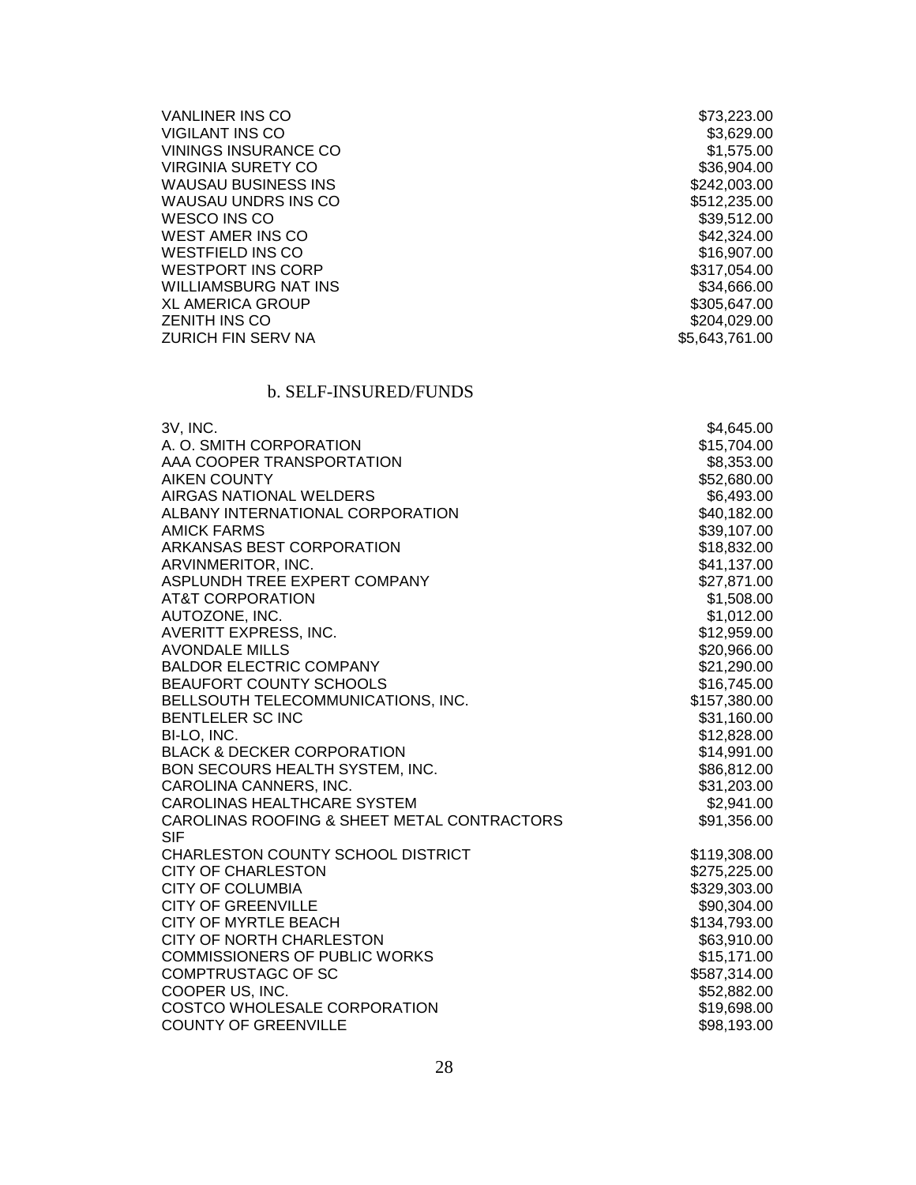| | |
|---|---|
| VANLINER INS CO | $73,223.00 |
| VIGILANT INS CO | $3,629.00 |
| VININGS INSURANCE CO | $1,575.00 |
| VIRGINIA SURETY CO | $36,904.00 |
| WAUSAU BUSINESS INS | $242,003.00 |
| WAUSAU UNDRS INS CO | $512,235.00 |
| WESCO INS CO | $39,512.00 |
| WEST AMER INS CO | $42,324.00 |
| WESTFIELD INS CO | $16,907.00 |
| WESTPORT INS CORP | $317,054.00 |
| WILLIAMSBURG NAT INS | $34,666.00 |
| XL AMERICA GROUP | $305,647.00 |
| ZENITH INS CO | $204,029.00 |
| ZURICH FIN SERV NA | $5,643,761.00 |

### b. SELF-INSURED/FUNDS

| | |
|---|---|
| 3V, INC. | $4,645.00 |
| A. O. SMITH CORPORATION | $15,704.00 |
| AAA COOPER TRANSPORTATION | $8,353.00 |
| AIKEN COUNTY | $52,680.00 |
| AIRGAS NATIONAL WELDERS | $6,493.00 |
| ALBANY INTERNATIONAL CORPORATION | $40,182.00 |
| AMICK FARMS | $39,107.00 |
| ARKANSAS BEST CORPORATION | $18,832.00 |
| ARVINMERITOR, INC. | $41,137.00 |
| ASPLUNDH TREE EXPERT COMPANY | $27,871.00 |
| AT&T CORPORATION | $1,508.00 |
| AUTOZONE, INC. | $1,012.00 |
| AVERITT EXPRESS, INC. | $12,959.00 |
| AVONDALE MILLS | $20,966.00 |
| BALDOR ELECTRIC COMPANY | $21,290.00 |
| BEAUFORT COUNTY SCHOOLS | $16,745.00 |
| BELLSOUTH TELECOMMUNICATIONS, INC. | $157,380.00 |
| BENTLELER SC INC | $31,160.00 |
| BI-LO, INC. | $12,828.00 |
| BLACK & DECKER CORPORATION | $14,991.00 |
| BON SECOURS HEALTH SYSTEM, INC. | $86,812.00 |
| CAROLINA CANNERS, INC. | $31,203.00 |
| CAROLINAS HEALTHCARE SYSTEM | $2,941.00 |
| CAROLINAS ROOFING & SHEET METAL CONTRACTORS SIF | $91,356.00 |
| CHARLESTON COUNTY SCHOOL DISTRICT | $119,308.00 |
| CITY OF CHARLESTON | $275,225.00 |
| CITY OF COLUMBIA | $329,303.00 |
| CITY OF GREENVILLE | $90,304.00 |
| CITY OF MYRTLE BEACH | $134,793.00 |
| CITY OF NORTH CHARLESTON | $63,910.00 |
| COMMISSIONERS OF PUBLIC WORKS | $15,171.00 |
| COMPTRUSTAGC OF SC | $587,314.00 |
| COOPER US, INC. | $52,882.00 |
| COSTCO WHOLESALE CORPORATION | $19,698.00 |
| COUNTY OF GREENVILLE | $98,193.00 |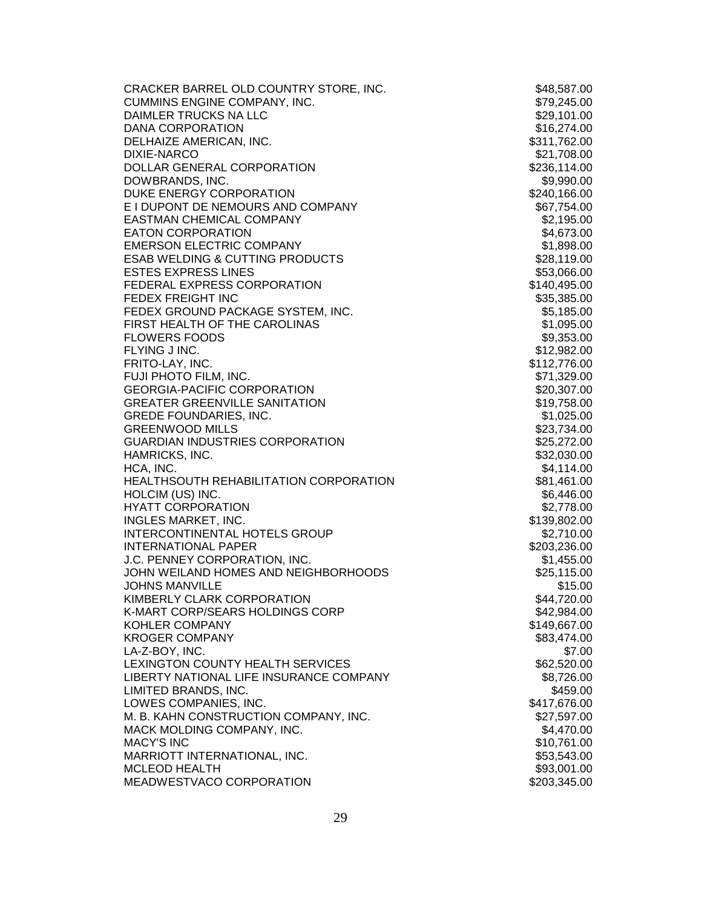| | |
|---|---|
| CRACKER BARREL OLD COUNTRY STORE, INC. | $48,587.00 |
| CUMMINS ENGINE COMPANY, INC. | $79,245.00 |
| DAIMLER TRUCKS NA LLC | $29,101.00 |
| DANA CORPORATION | $16,274.00 |
| DELHAIZE AMERICAN, INC. | $311,762.00 |
| DIXIE-NARCO | $21,708.00 |
| DOLLAR GENERAL CORPORATION | $236,114.00 |
| DOWBRANDS, INC. | $9,990.00 |
| DUKE ENERGY CORPORATION | $240,166.00 |
| E I DUPONT DE NEMOURS AND COMPANY | $67,754.00 |
| EASTMAN CHEMICAL COMPANY | $2,195.00 |
| EATON CORPORATION | $4,673.00 |
| EMERSON ELECTRIC COMPANY | $1,898.00 |
| ESAB WELDING & CUTTING PRODUCTS | $28,119.00 |
| ESTES EXPRESS LINES | $53,066.00 |
| FEDERAL EXPRESS CORPORATION | $140,495.00 |
| FEDEX FREIGHT INC | $35,385.00 |
| FEDEX GROUND PACKAGE SYSTEM, INC. | $5,185.00 |
| FIRST HEALTH OF THE CAROLINAS | $1,095.00 |
| FLOWERS FOODS | $9,353.00 |
| FLYING J INC. | $12,982.00 |
| FRITO-LAY, INC. | $112,776.00 |
| FUJI PHOTO FILM, INC. | $71,329.00 |
| GEORGIA-PACIFIC CORPORATION | $20,307.00 |
| GREATER GREENVILLE SANITATION | $19,758.00 |
| GREDE FOUNDARIES, INC. | $1,025.00 |
| GREENWOOD MILLS | $23,734.00 |
| GUARDIAN INDUSTRIES CORPORATION | $25,272.00 |
| HAMRICKS, INC. | $32,030.00 |
| HCA, INC. | $4,114.00 |
| HEALTHSOUTH REHABILITATION CORPORATION | $81,461.00 |
| HOLCIM (US) INC. | $6,446.00 |
| HYATT CORPORATION | $2,778.00 |
| INGLES MARKET, INC. | $139,802.00 |
| INTERCONTINENTAL HOTELS GROUP | $2,710.00 |
| INTERNATIONAL PAPER | $203,236.00 |
| J.C. PENNEY CORPORATION, INC. | $1,455.00 |
| JOHN WEILAND HOMES AND NEIGHBORHOODS | $25,115.00 |
| JOHNS MANVILLE | $15.00 |
| KIMBERLY CLARK CORPORATION | $44,720.00 |
| K-MART CORP/SEARS HOLDINGS CORP | $42,984.00 |
| KOHLER COMPANY | $149,667.00 |
| KROGER COMPANY | $83,474.00 |
| LA-Z-BOY, INC. | $7.00 |
| LEXINGTON COUNTY HEALTH SERVICES | $62,520.00 |
| LIBERTY NATIONAL LIFE INSURANCE COMPANY | $8,726.00 |
| LIMITED BRANDS, INC. | $459.00 |
| LOWES COMPANIES, INC. | $417,676.00 |
| M. B. KAHN CONSTRUCTION COMPANY, INC. | $27,597.00 |
| MACK MOLDING COMPANY, INC. | $4,470.00 |
| MACY'S INC | $10,761.00 |
| MARRIOTT INTERNATIONAL, INC. | $53,543.00 |
| MCLEOD HEALTH | $93,001.00 |
| MEADWESTVACO CORPORATION | $203,345.00 |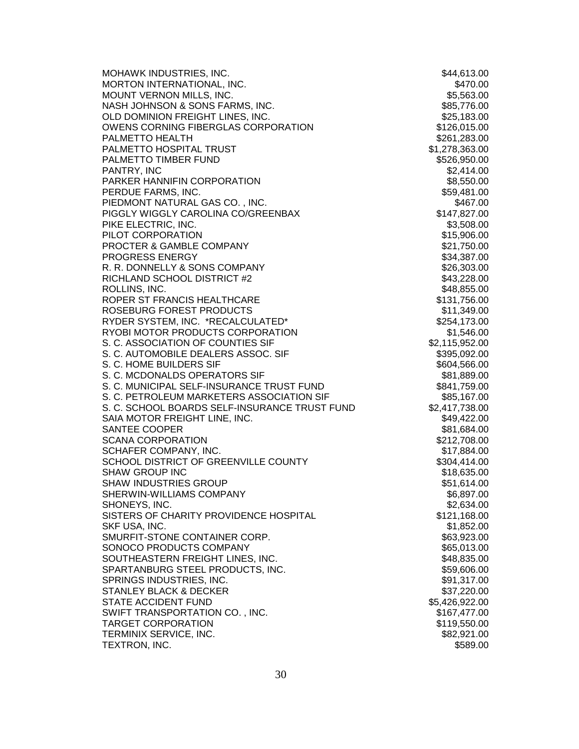| | |
|---|---|
| MOHAWK INDUSTRIES, INC. | $44,613.00 |
| MORTON INTERNATIONAL, INC. | $470.00 |
| MOUNT VERNON MILLS, INC. | $5,563.00 |
| NASH JOHNSON & SONS FARMS, INC. | $85,776.00 |
| OLD DOMINION FREIGHT LINES, INC. | $25,183.00 |
| OWENS CORNING FIBERGLAS CORPORATION | $126,015.00 |
| PALMETTO HEALTH | $261,283.00 |
| PALMETTO HOSPITAL TRUST | $1,278,363.00 |
| PALMETTO TIMBER FUND | $526,950.00 |
| PANTRY, INC | $2,414.00 |
| PARKER HANNIFIN CORPORATION | $8,550.00 |
| PERDUE FARMS, INC. | $59,481.00 |
| PIEDMONT NATURAL GAS CO. , INC. | $467.00 |
| PIGGLY WIGGLY CAROLINA CO/GREENBAX | $147,827.00 |
| PIKE ELECTRIC, INC. | $3,508.00 |
| PILOT CORPORATION | $15,906.00 |
| PROCTER & GAMBLE COMPANY | $21,750.00 |
| PROGRESS ENERGY | $34,387.00 |
| R. R. DONNELLY & SONS COMPANY | $26,303.00 |
| RICHLAND SCHOOL DISTRICT #2 | $43,228.00 |
| ROLLINS, INC. | $48,855.00 |
| ROPER ST FRANCIS HEALTHCARE | $131,756.00 |
| ROSEBURG FOREST PRODUCTS | $11,349.00 |
| RYDER SYSTEM, INC. *RECALCULATED* | $254,173.00 |
| RYOBI MOTOR PRODUCTS CORPORATION | $1,546.00 |
| S. C. ASSOCIATION OF COUNTIES SIF | $2,115,952.00 |
| S. C. AUTOMOBILE DEALERS ASSOC. SIF | $395,092.00 |
| S. C. HOME BUILDERS SIF | $604,566.00 |
| S. C. MCDONALDS OPERATORS SIF | $81,889.00 |
| S. C. MUNICIPAL SELF-INSURANCE TRUST FUND | $841,759.00 |
| S. C. PETROLEUM MARKETERS ASSOCIATION SIF | $85,167.00 |
| S. C. SCHOOL BOARDS SELF-INSURANCE TRUST FUND | $2,417,738.00 |
| SAIA MOTOR FREIGHT LINE, INC. | $49,422.00 |
| SANTEE COOPER | $81,684.00 |
| SCANA CORPORATION | $212,708.00 |
| SCHAFER COMPANY, INC. | $17,884.00 |
| SCHOOL DISTRICT OF GREENVILLE COUNTY | $304,414.00 |
| SHAW GROUP INC | $18,635.00 |
| SHAW INDUSTRIES GROUP | $51,614.00 |
| SHERWIN-WILLIAMS COMPANY | $6,897.00 |
| SHONEYS, INC. | $2,634.00 |
| SISTERS OF CHARITY PROVIDENCE HOSPITAL | $121,168.00 |
| SKF USA, INC. | $1,852.00 |
| SMURFIT-STONE CONTAINER CORP. | $63,923.00 |
| SONOCO PRODUCTS COMPANY | $65,013.00 |
| SOUTHEASTERN FREIGHT LINES, INC. | $48,835.00 |
| SPARTANBURG STEEL PRODUCTS, INC. | $59,606.00 |
| SPRINGS INDUSTRIES, INC. | $91,317.00 |
| STANLEY BLACK & DECKER | $37,220.00 |
| STATE ACCIDENT FUND | $5,426,922.00 |
| SWIFT TRANSPORTATION CO. , INC. | $167,477.00 |
| TARGET CORPORATION | $119,550.00 |
| TERMINIX SERVICE, INC. | $82,921.00 |
| TEXTRON, INC. | $589.00 |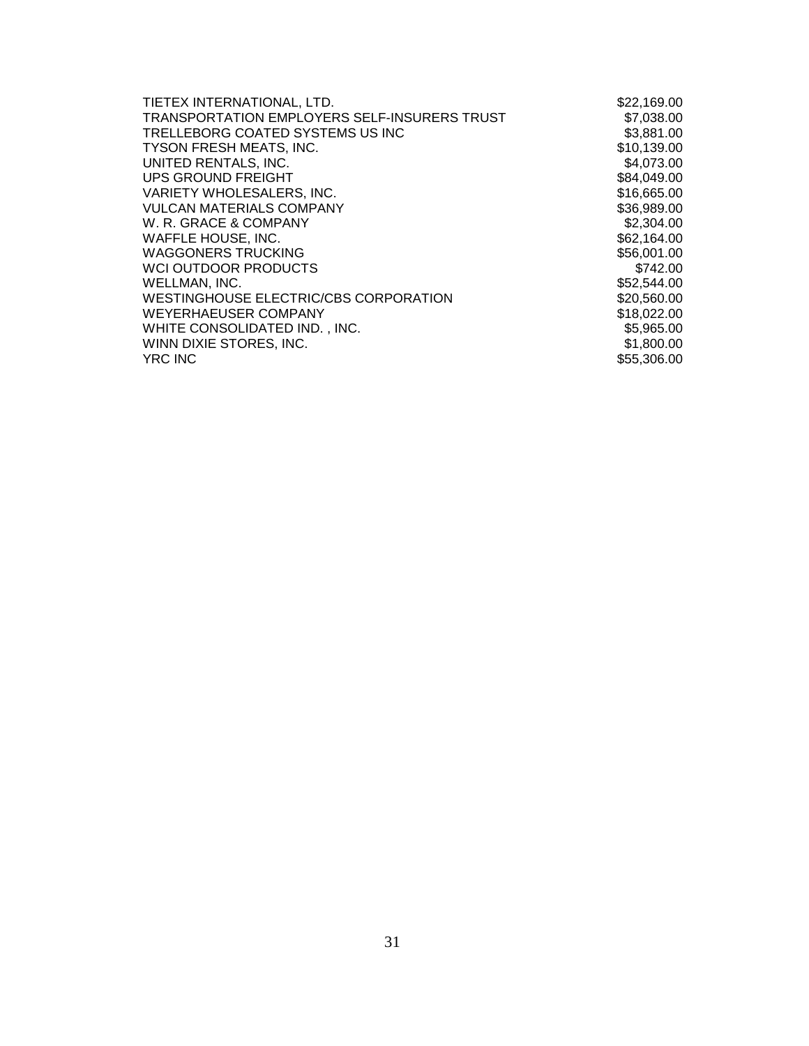| | |
|---|---|
| TIETEX INTERNATIONAL, LTD. | $22,169.00 |
| TRANSPORTATION EMPLOYERS SELF-INSURERS TRUST | $7,038.00 |
| TRELLEBORG COATED SYSTEMS US INC | $3,881.00 |
| TYSON FRESH MEATS, INC. | $10,139.00 |
| UNITED RENTALS, INC. | $4,073.00 |
| UPS GROUND FREIGHT | $84,049.00 |
| VARIETY WHOLESALERS, INC. | $16,665.00 |
| VULCAN MATERIALS COMPANY | $36,989.00 |
| W. R. GRACE & COMPANY | $2,304.00 |
| WAFFLE HOUSE, INC. | $62,164.00 |
| WAGGONERS TRUCKING | $56,001.00 |
| WCI OUTDOOR PRODUCTS | $742.00 |
| WELLMAN, INC. | $52,544.00 |
| WESTINGHOUSE ELECTRIC/CBS CORPORATION | $20,560.00 |
| WEYERHAEUSER COMPANY | $18,022.00 |
| WHITE CONSOLIDATED IND. , INC. | $5,965.00 |
| WINN DIXIE STORES, INC. | $1,800.00 |
| YRC INC | $55,306.00 |